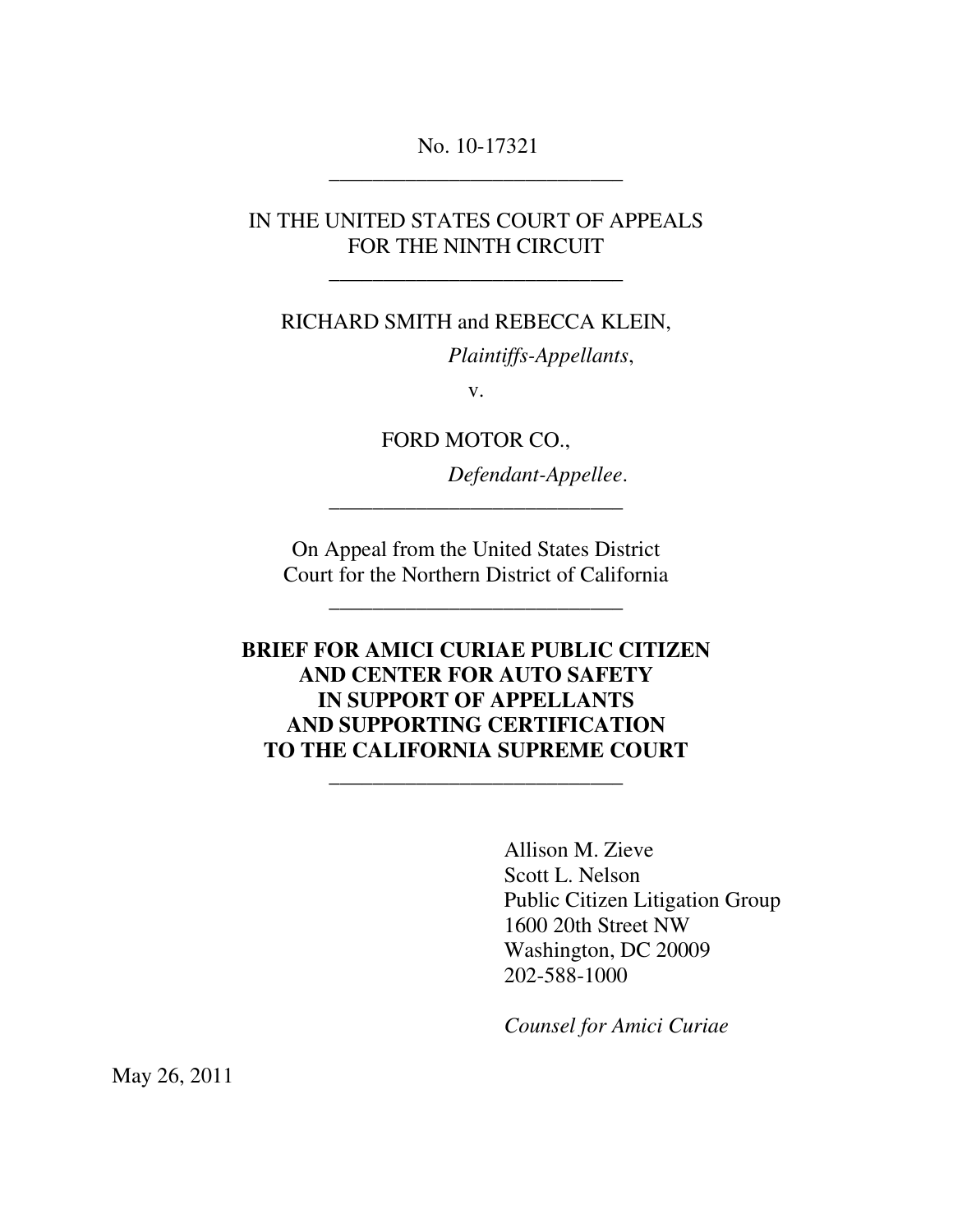No. 10-17321

---

IN THE UNITED STATES COURT OF APPEALS
FOR THE NINTH CIRCUIT

---

RICHARD SMITH and REBECCA KLEIN,

*Plaintiffs-Appellants*,

v.

FORD MOTOR CO.,

*Defendant-Appellee*.

---

On Appeal from the United States District
Court for the Northern District of California

---

**BRIEF FOR AMICI CURIAE PUBLIC CITIZEN
AND CENTER FOR AUTO SAFETY
IN SUPPORT OF APPELLANTS
AND SUPPORTING CERTIFICATION
TO THE CALIFORNIA SUPREME COURT**

---

Allison M. Zieve
Scott L. Nelson
Public Citizen Litigation Group
1600 20th Street NW
Washington, DC 20009
202-588-1000

*Counsel for Amici Curiae*

May 26, 2011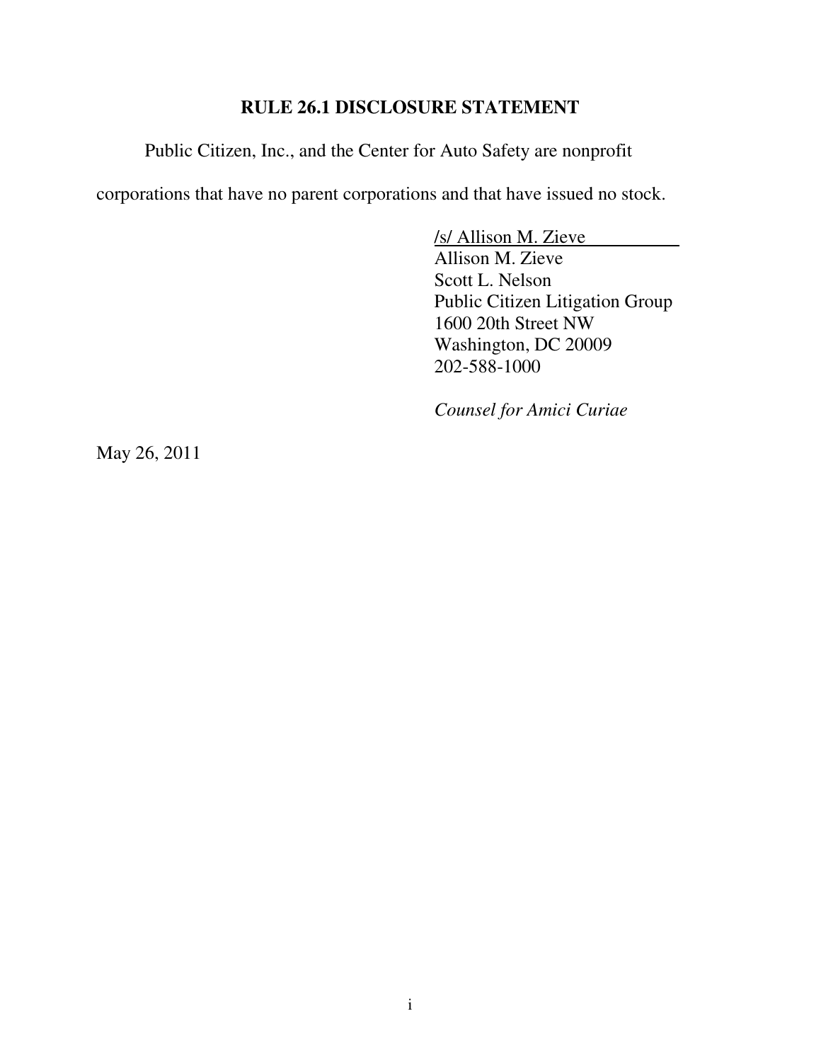## RULE 26.1 DISCLOSURE STATEMENT

Public Citizen, Inc., and the Center for Auto Safety are nonprofit corporations that have no parent corporations and that have issued no stock.

/s/ Allison M. Zieve
Allison M. Zieve
Scott L. Nelson
Public Citizen Litigation Group
1600 20th Street NW
Washington, DC 20009
202-588-1000

*Counsel for Amici Curiae*

May 26, 2011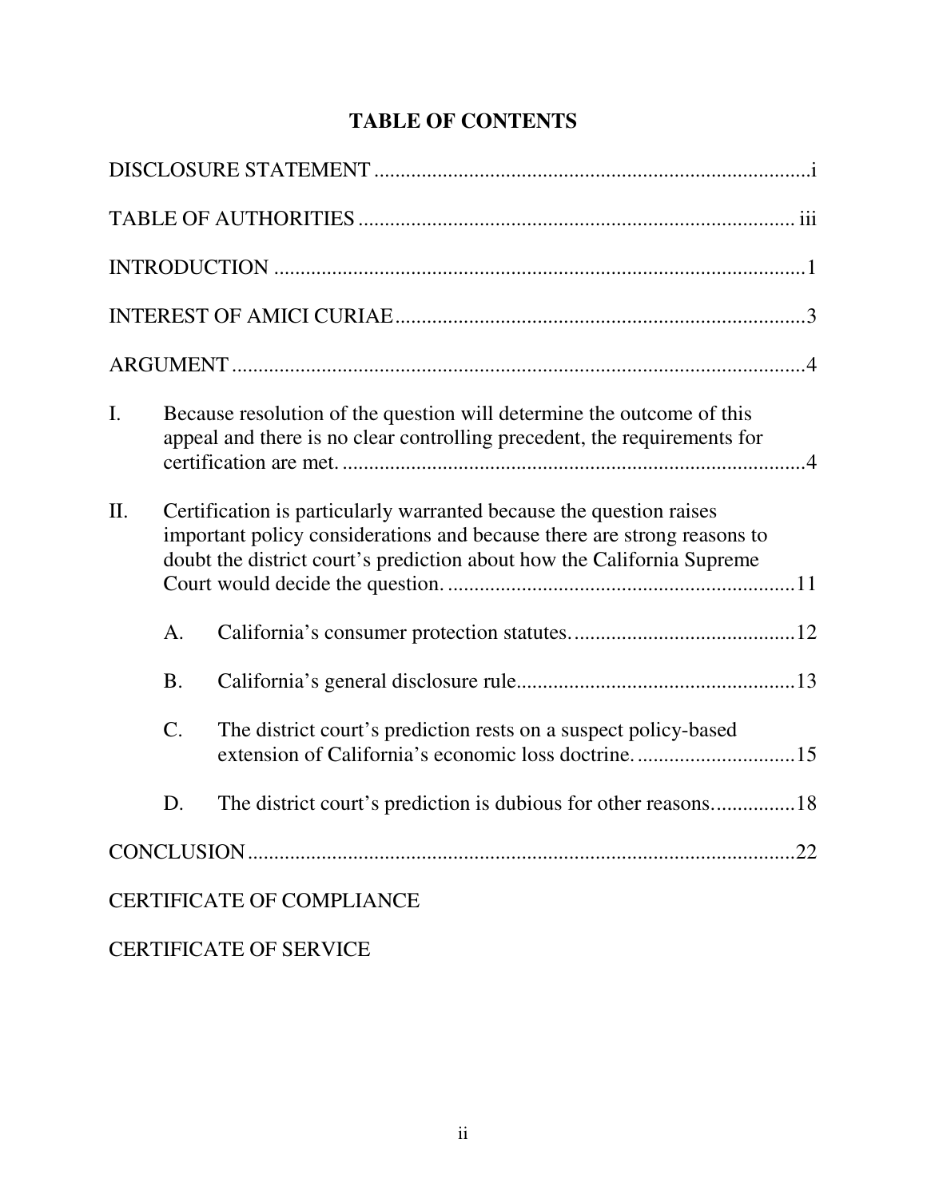# TABLE OF CONTENTS

DISCLOSURE STATEMENT .................................................................................i

TABLE OF AUTHORITIES ................................................................................ iii

INTRODUCTION ..................................................................................................1

INTEREST OF AMICI CURIAE...........................................................................3

ARGUMENT ..........................................................................................................4

I. Because resolution of the question will determine the outcome of this appeal and there is no clear controlling precedent, the requirements for certification are met. .......................................................................................4

II. Certification is particularly warranted because the question raises important policy considerations and because there are strong reasons to doubt the district court's prediction about how the California Supreme Court would decide the question. .................................................................11

   A. California's consumer protection statutes. .........................................12

   B. California's general disclosure rule....................................................13

   C. The district court's prediction rests on a suspect policy-based extension of California's economic loss doctrine. .............................15

   D. The district court's prediction is dubious for other reasons...............18

CONCLUSION ......................................................................................................22

CERTIFICATE OF COMPLIANCE

CERTIFICATE OF SERVICE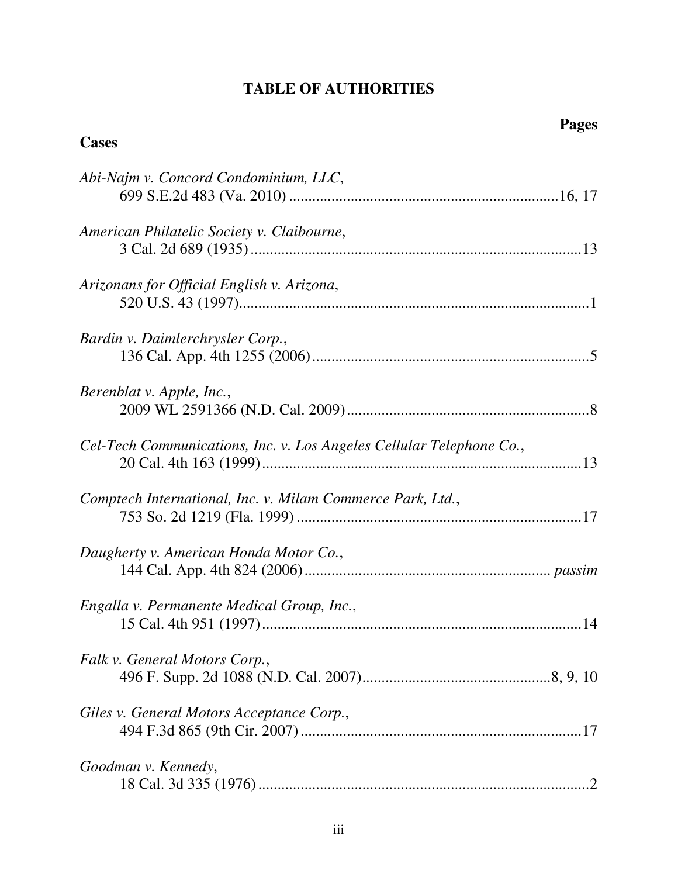# TABLE OF AUTHORITIES

**Cases** — **Pages**

*Abi-Najm v. Concord Condominium, LLC*,
699 S.E.2d 483 (Va. 2010) ....................16, 17

*American Philatelic Society v. Claibourne*,
3 Cal. 2d 689 (1935) ....................13

*Arizonans for Official English v. Arizona*,
520 U.S. 43 (1997)....................1

*Bardin v. Daimlerchrysler Corp.*,
136 Cal. App. 4th 1255 (2006) ....................5

*Berenblat v. Apple, Inc.*,
2009 WL 2591366 (N.D. Cal. 2009) ....................8

*Cel-Tech Communications, Inc. v. Los Angeles Cellular Telephone Co.*,
20 Cal. 4th 163 (1999) ....................13

*Comptech International, Inc. v. Milam Commerce Park, Ltd.*,
753 So. 2d 1219 (Fla. 1999) ....................17

*Daugherty v. American Honda Motor Co.*,
144 Cal. App. 4th 824 (2006) .................... *passim*

*Engalla v. Permanente Medical Group, Inc.*,
15 Cal. 4th 951 (1997) ....................14

*Falk v. General Motors Corp.*,
496 F. Supp. 2d 1088 (N.D. Cal. 2007)....................8, 9, 10

*Giles v. General Motors Acceptance Corp.*,
494 F.3d 865 (9th Cir. 2007) ....................17

*Goodman v. Kennedy*,
18 Cal. 3d 335 (1976) ....................2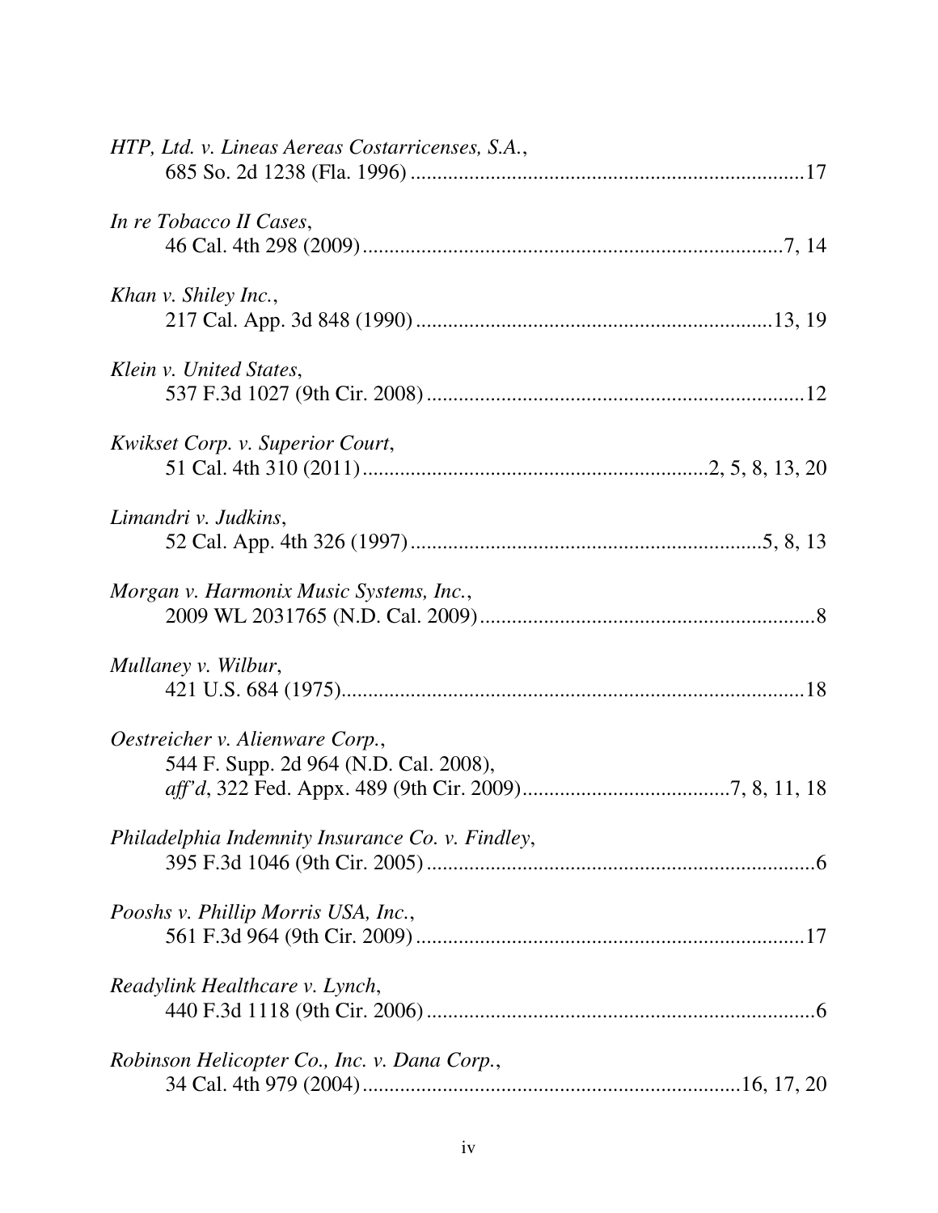*HTP, Ltd. v. Lineas Aereas Costarricenses, S.A.*,
685 So. 2d 1238 (Fla. 1996) ........................................................................17

*In re Tobacco II Cases*,
46 Cal. 4th 298 (2009) ...............................................................................7, 14

*Khan v. Shiley Inc.*,
217 Cal. App. 3d 848 (1990) ..................................................................13, 19

*Klein v. United States*,
537 F.3d 1027 (9th Cir. 2008) ......................................................................12

*Kwikset Corp. v. Superior Court*,
51 Cal. 4th 310 (2011) ................................................................2, 5, 8, 13, 20

*Limandri v. Judkins*,
52 Cal. App. 4th 326 (1997) .................................................................5, 8, 13

*Morgan v. Harmonix Music Systems, Inc.*,
2009 WL 2031765 (N.D. Cal. 2009) ...............................................................8

*Mullaney v. Wilbur*,
421 U.S. 684 (1975) .......................................................................................18

*Oestreicher v. Alienware Corp.*,
544 F. Supp. 2d 964 (N.D. Cal. 2008),
*aff'd*, 322 Fed. Appx. 489 (9th Cir. 2009) .......................................7, 8, 11, 18

*Philadelphia Indemnity Insurance Co. v. Findley*,
395 F.3d 1046 (9th Cir. 2005) ........................................................................6

*Pooshs v. Phillip Morris USA, Inc.*,
561 F.3d 964 (9th Cir. 2009) ........................................................................17

*Readylink Healthcare v. Lynch*,
440 F.3d 1118 (9th Cir. 2006) ........................................................................6

*Robinson Helicopter Co., Inc. v. Dana Corp.*,
34 Cal. 4th 979 (2004) ......................................................................16, 17, 20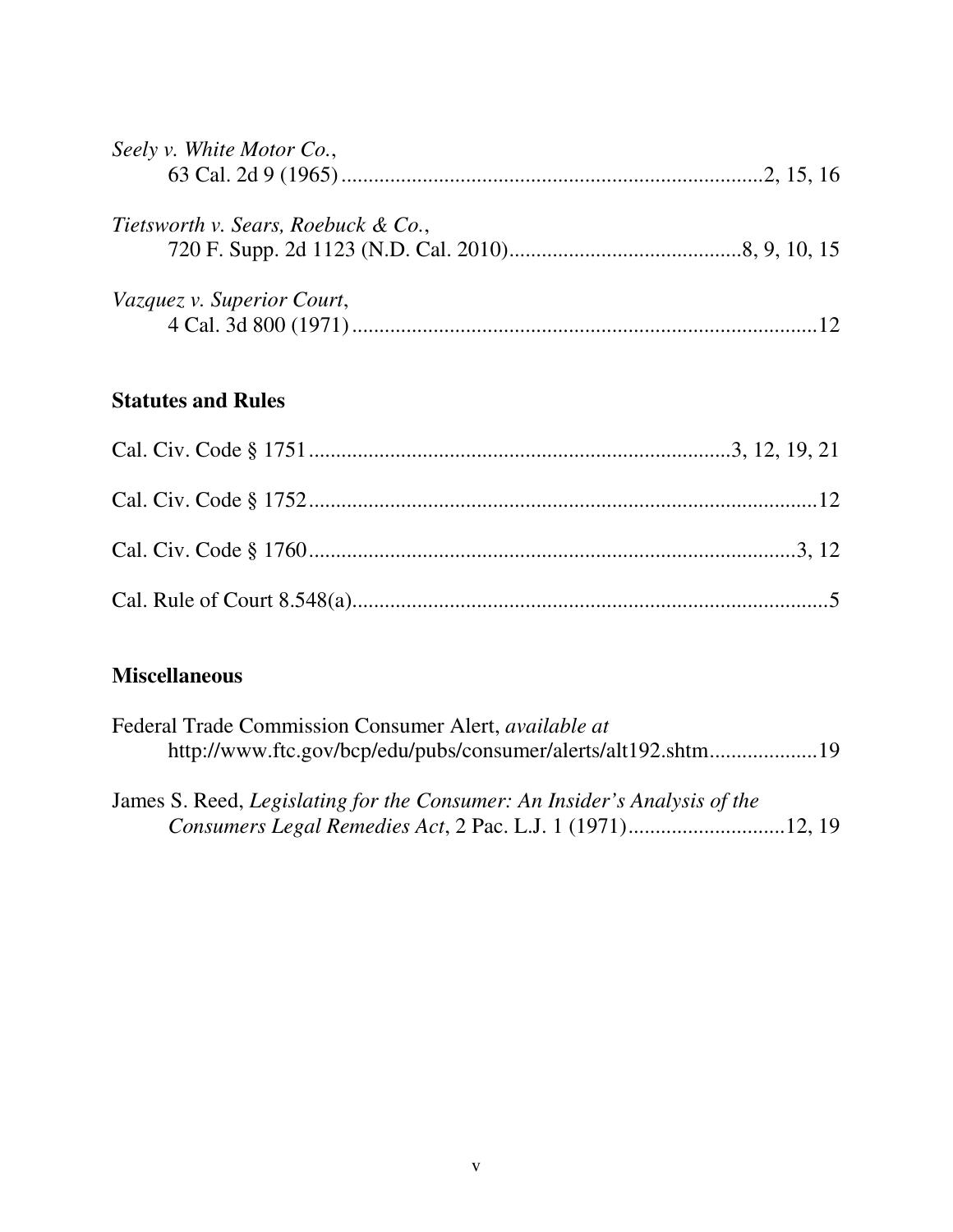*Seely v. White Motor Co.*,
63 Cal. 2d 9 (1965) ............................................................................2, 15, 16

*Tietsworth v. Sears, Roebuck & Co.*,
720 F. Supp. 2d 1123 (N.D. Cal. 2010)..........................................8, 9, 10, 15

*Vazquez v. Superior Court*,
4 Cal. 3d 800 (1971) .....................................................................................12

## Statutes and Rules

Cal. Civ. Code § 1751............................................................................3, 12, 19, 21

Cal. Civ. Code § 1752.............................................................................................12

Cal. Civ. Code § 1760..........................................................................................3, 12

Cal. Rule of Court 8.548(a).......................................................................................5

## Miscellaneous

Federal Trade Commission Consumer Alert, *available at*
http://www.ftc.gov/bcp/edu/pubs/consumer/alerts/alt192.shtm...................19

James S. Reed, *Legislating for the Consumer: An Insider's Analysis of the Consumers Legal Remedies Act*, 2 Pac. L.J. 1 (1971)............................12, 19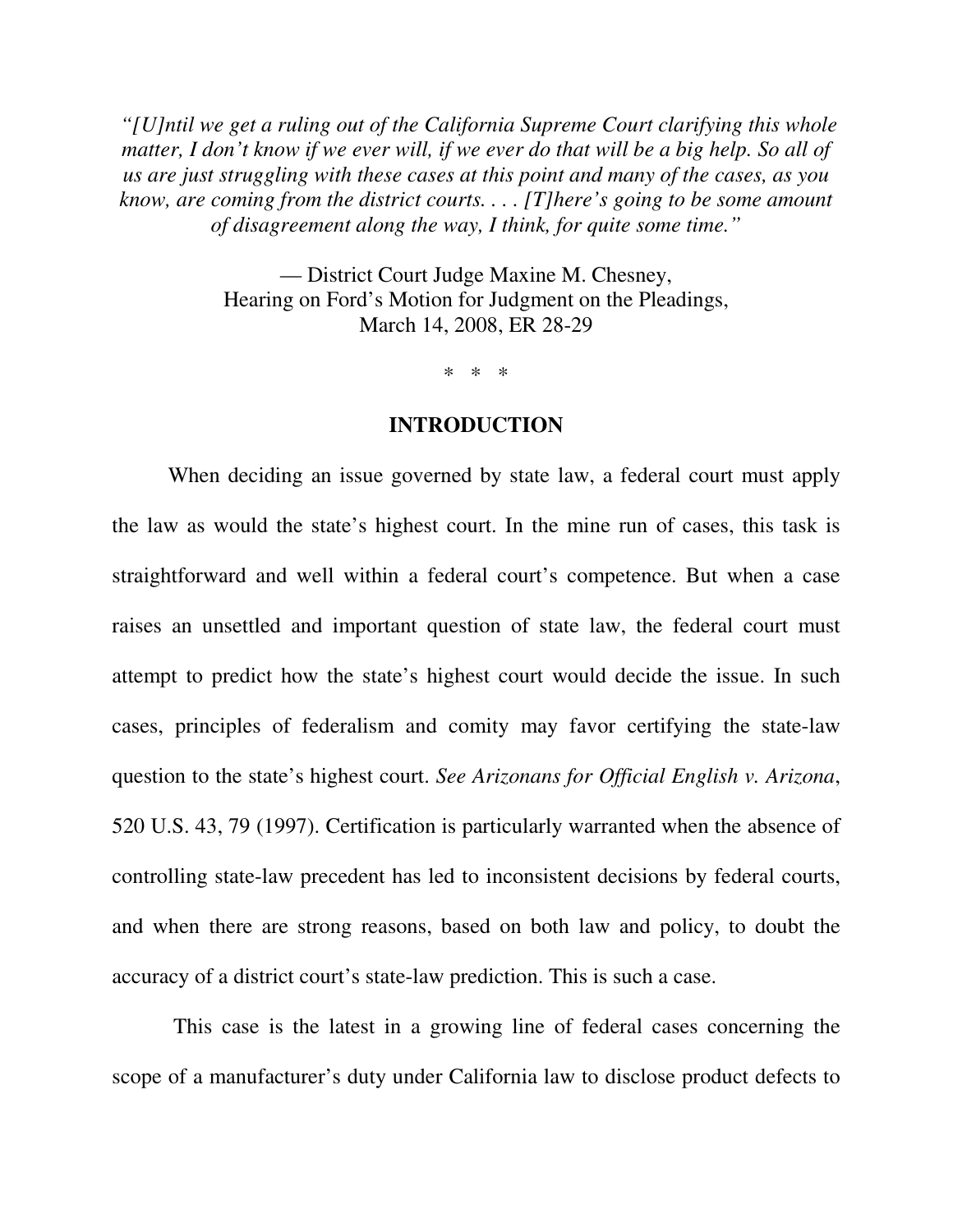*"[U]ntil we get a ruling out of the California Supreme Court clarifying this whole matter, I don't know if we ever will, if we ever do that will be a big help. So all of us are just struggling with these cases at this point and many of the cases, as you know, are coming from the district courts. . . . [T]here's going to be some amount of disagreement along the way, I think, for quite some time."*

— District Court Judge Maxine M. Chesney,
Hearing on Ford's Motion for Judgment on the Pleadings,
March 14, 2008, ER 28-29

\* \* \*

## INTRODUCTION

When deciding an issue governed by state law, a federal court must apply the law as would the state's highest court. In the mine run of cases, this task is straightforward and well within a federal court's competence. But when a case raises an unsettled and important question of state law, the federal court must attempt to predict how the state's highest court would decide the issue. In such cases, principles of federalism and comity may favor certifying the state-law question to the state's highest court. *See Arizonans for Official English v. Arizona*, 520 U.S. 43, 79 (1997). Certification is particularly warranted when the absence of controlling state-law precedent has led to inconsistent decisions by federal courts, and when there are strong reasons, based on both law and policy, to doubt the accuracy of a district court's state-law prediction. This is such a case.

This case is the latest in a growing line of federal cases concerning the scope of a manufacturer's duty under California law to disclose product defects to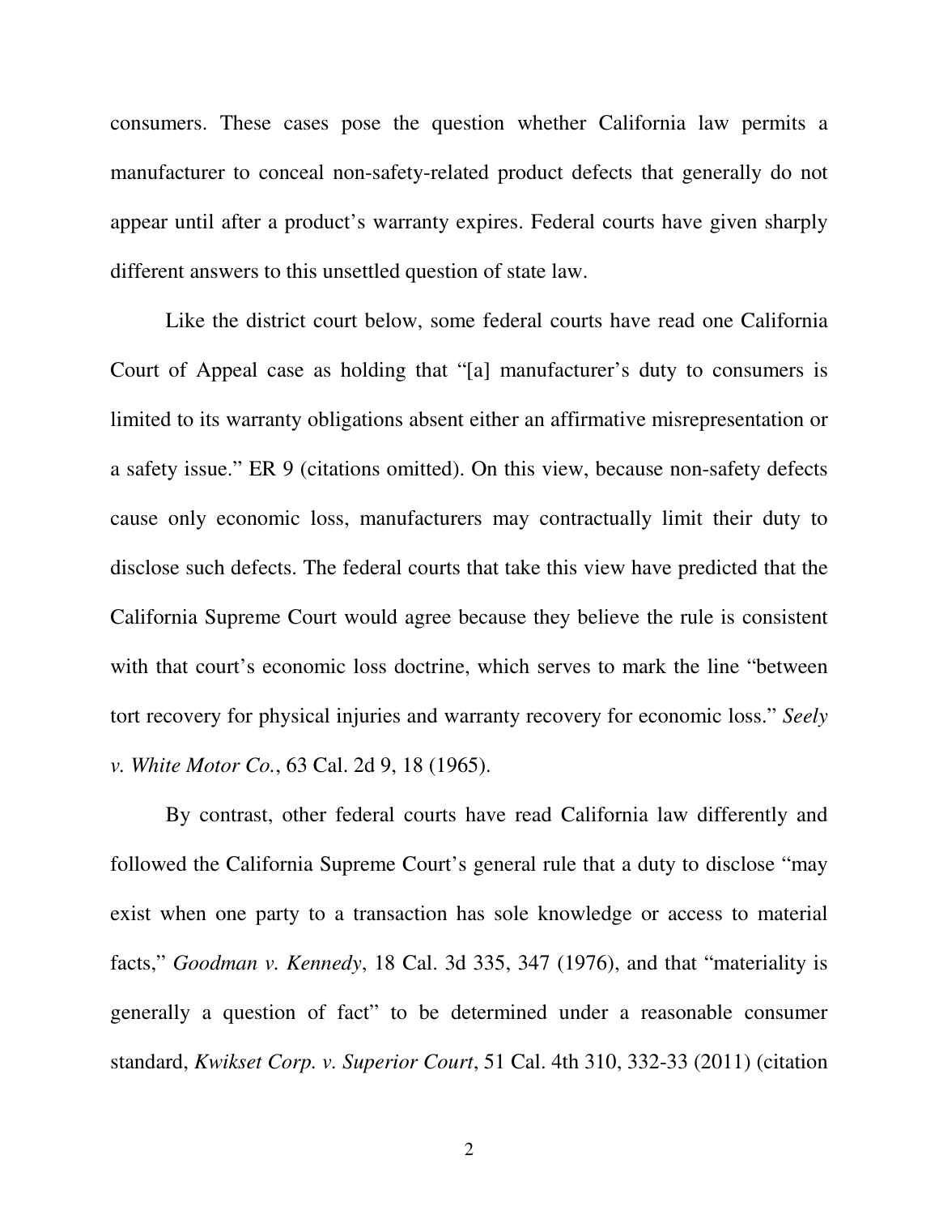consumers. These cases pose the question whether California law permits a manufacturer to conceal non-safety-related product defects that generally do not appear until after a product's warranty expires. Federal courts have given sharply different answers to this unsettled question of state law.

Like the district court below, some federal courts have read one California Court of Appeal case as holding that "[a] manufacturer's duty to consumers is limited to its warranty obligations absent either an affirmative misrepresentation or a safety issue." ER 9 (citations omitted). On this view, because non-safety defects cause only economic loss, manufacturers may contractually limit their duty to disclose such defects. The federal courts that take this view have predicted that the California Supreme Court would agree because they believe the rule is consistent with that court's economic loss doctrine, which serves to mark the line "between tort recovery for physical injuries and warranty recovery for economic loss." *Seely v. White Motor Co.*, 63 Cal. 2d 9, 18 (1965).

By contrast, other federal courts have read California law differently and followed the California Supreme Court's general rule that a duty to disclose "may exist when one party to a transaction has sole knowledge or access to material facts," *Goodman v. Kennedy*, 18 Cal. 3d 335, 347 (1976), and that "materiality is generally a question of fact" to be determined under a reasonable consumer standard, *Kwikset Corp. v. Superior Court*, 51 Cal. 4th 310, 332-33 (2011) (citation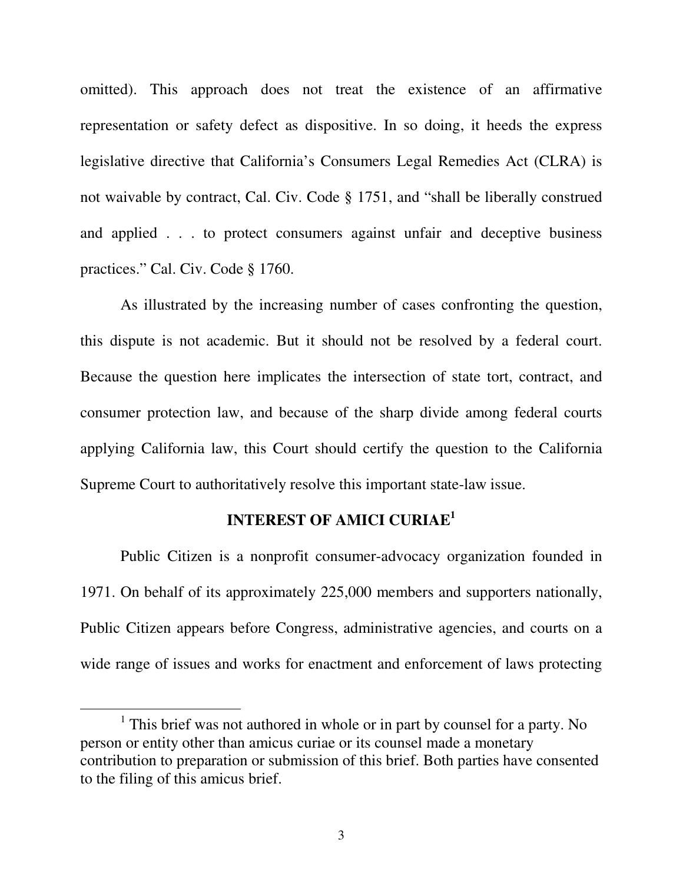omitted). This approach does not treat the existence of an affirmative representation or safety defect as dispositive. In so doing, it heeds the express legislative directive that California's Consumers Legal Remedies Act (CLRA) is not waivable by contract, Cal. Civ. Code § 1751, and "shall be liberally construed and applied . . . to protect consumers against unfair and deceptive business practices." Cal. Civ. Code § 1760.

As illustrated by the increasing number of cases confronting the question, this dispute is not academic. But it should not be resolved by a federal court. Because the question here implicates the intersection of state tort, contract, and consumer protection law, and because of the sharp divide among federal courts applying California law, this Court should certify the question to the California Supreme Court to authoritatively resolve this important state-law issue.

## INTEREST OF AMICI CURIAE[1]

Public Citizen is a nonprofit consumer-advocacy organization founded in 1971. On behalf of its approximately 225,000 members and supporters nationally, Public Citizen appears before Congress, administrative agencies, and courts on a wide range of issues and works for enactment and enforcement of laws protecting

---

[1] This brief was not authored in whole or in part by counsel for a party. No person or entity other than amicus curiae or its counsel made a monetary contribution to preparation or submission of this brief. Both parties have consented to the filing of this amicus brief.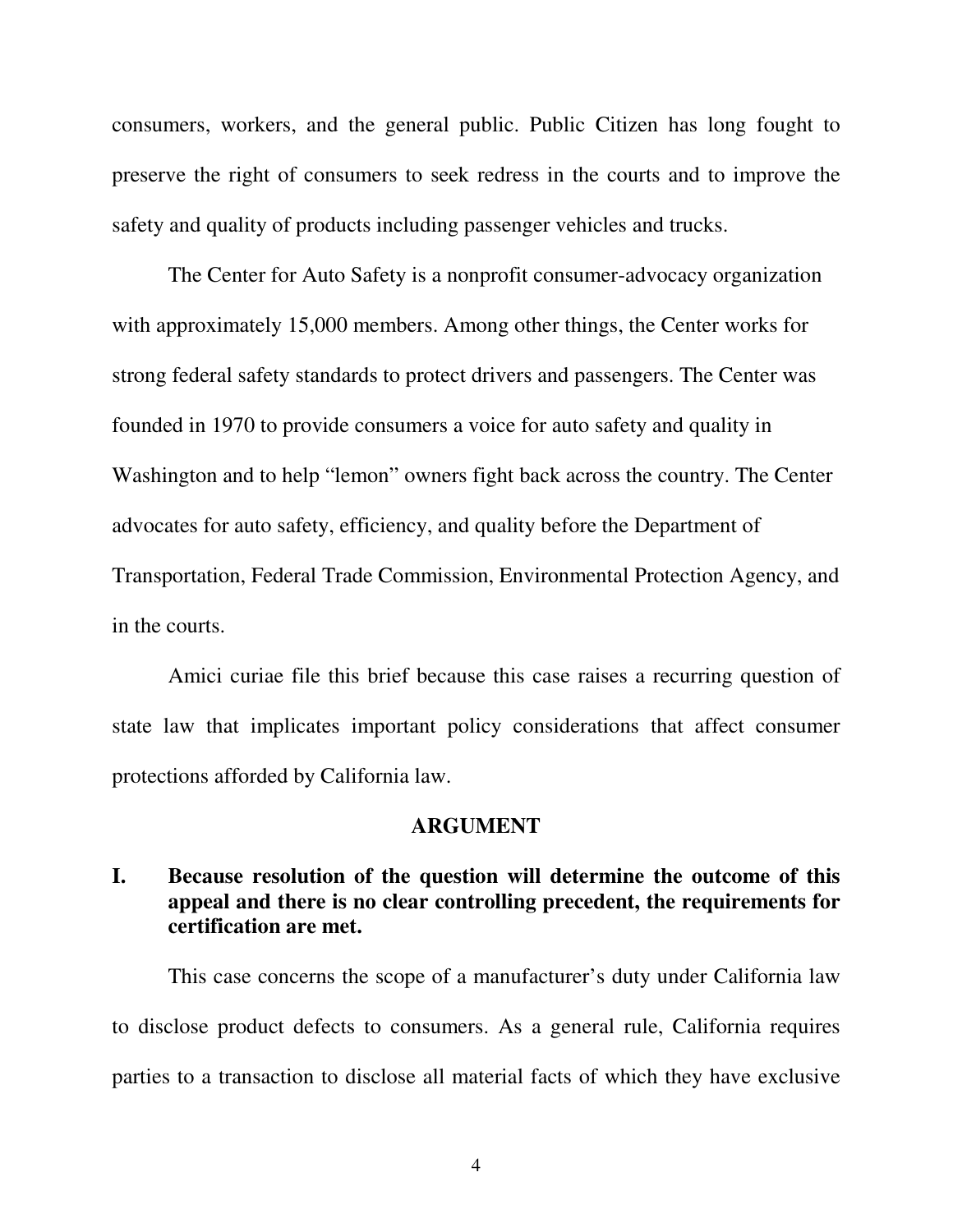consumers, workers, and the general public. Public Citizen has long fought to preserve the right of consumers to seek redress in the courts and to improve the safety and quality of products including passenger vehicles and trucks.

The Center for Auto Safety is a nonprofit consumer-advocacy organization with approximately 15,000 members. Among other things, the Center works for strong federal safety standards to protect drivers and passengers. The Center was founded in 1970 to provide consumers a voice for auto safety and quality in Washington and to help "lemon" owners fight back across the country. The Center advocates for auto safety, efficiency, and quality before the Department of Transportation, Federal Trade Commission, Environmental Protection Agency, and in the courts.

Amici curiae file this brief because this case raises a recurring question of state law that implicates important policy considerations that affect consumer protections afforded by California law.

## ARGUMENT

### I. Because resolution of the question will determine the outcome of this appeal and there is no clear controlling precedent, the requirements for certification are met.

This case concerns the scope of a manufacturer's duty under California law to disclose product defects to consumers. As a general rule, California requires parties to a transaction to disclose all material facts of which they have exclusive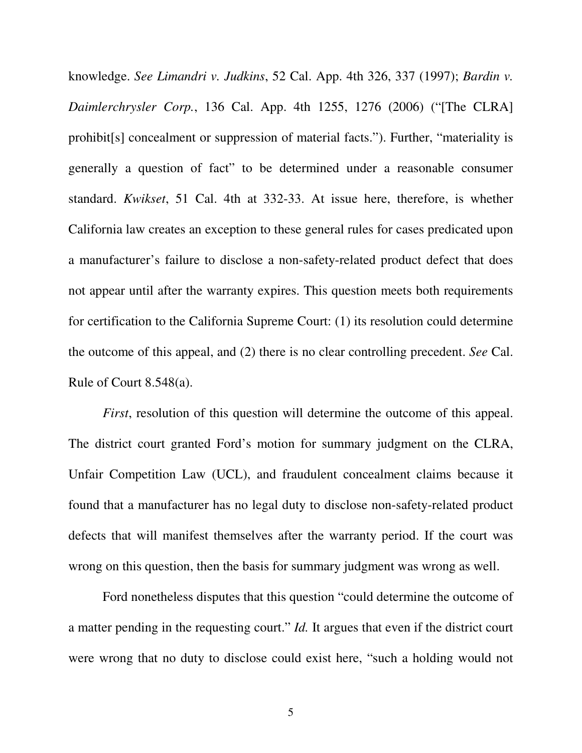knowledge. *See Limandri v. Judkins*, 52 Cal. App. 4th 326, 337 (1997); *Bardin v. Daimlerchrysler Corp.*, 136 Cal. App. 4th 1255, 1276 (2006) ("[The CLRA] prohibit[s] concealment or suppression of material facts."). Further, "materiality is generally a question of fact" to be determined under a reasonable consumer standard. *Kwikset*, 51 Cal. 4th at 332-33. At issue here, therefore, is whether California law creates an exception to these general rules for cases predicated upon a manufacturer's failure to disclose a non-safety-related product defect that does not appear until after the warranty expires. This question meets both requirements for certification to the California Supreme Court: (1) its resolution could determine the outcome of this appeal, and (2) there is no clear controlling precedent. *See* Cal. Rule of Court 8.548(a).

*First*, resolution of this question will determine the outcome of this appeal. The district court granted Ford's motion for summary judgment on the CLRA, Unfair Competition Law (UCL), and fraudulent concealment claims because it found that a manufacturer has no legal duty to disclose non-safety-related product defects that will manifest themselves after the warranty period. If the court was wrong on this question, then the basis for summary judgment was wrong as well.

Ford nonetheless disputes that this question "could determine the outcome of a matter pending in the requesting court." *Id.* It argues that even if the district court were wrong that no duty to disclose could exist here, "such a holding would not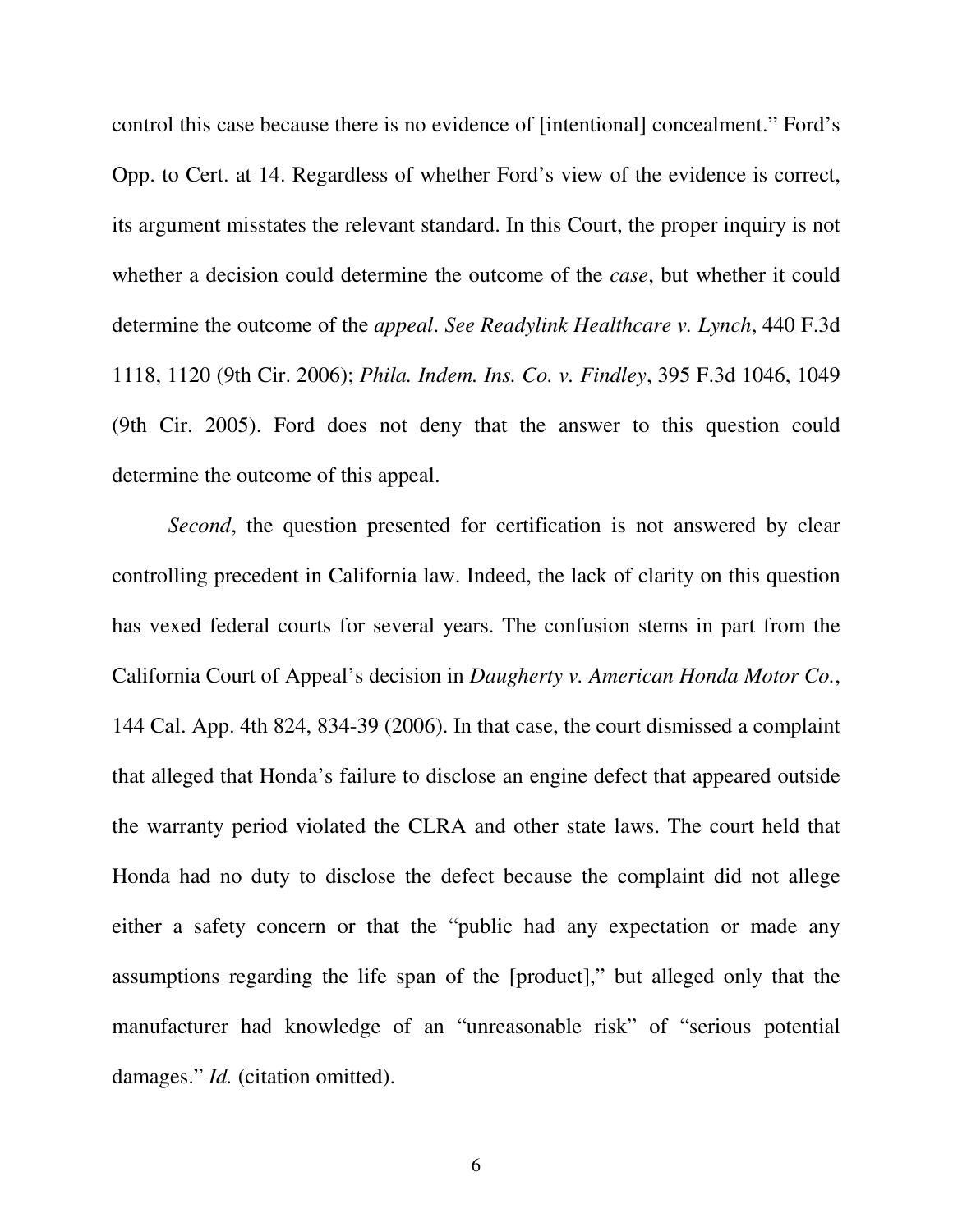control this case because there is no evidence of [intentional] concealment." Ford's Opp. to Cert. at 14. Regardless of whether Ford's view of the evidence is correct, its argument misstates the relevant standard. In this Court, the proper inquiry is not whether a decision could determine the outcome of the *case*, but whether it could determine the outcome of the *appeal*. *See Readylink Healthcare v. Lynch*, 440 F.3d 1118, 1120 (9th Cir. 2006); *Phila. Indem. Ins. Co. v. Findley*, 395 F.3d 1046, 1049 (9th Cir. 2005). Ford does not deny that the answer to this question could determine the outcome of this appeal.

*Second*, the question presented for certification is not answered by clear controlling precedent in California law. Indeed, the lack of clarity on this question has vexed federal courts for several years. The confusion stems in part from the California Court of Appeal's decision in *Daugherty v. American Honda Motor Co.*, 144 Cal. App. 4th 824, 834-39 (2006). In that case, the court dismissed a complaint that alleged that Honda's failure to disclose an engine defect that appeared outside the warranty period violated the CLRA and other state laws. The court held that Honda had no duty to disclose the defect because the complaint did not allege either a safety concern or that the "public had any expectation or made any assumptions regarding the life span of the [product]," but alleged only that the manufacturer had knowledge of an "unreasonable risk" of "serious potential damages." *Id.* (citation omitted).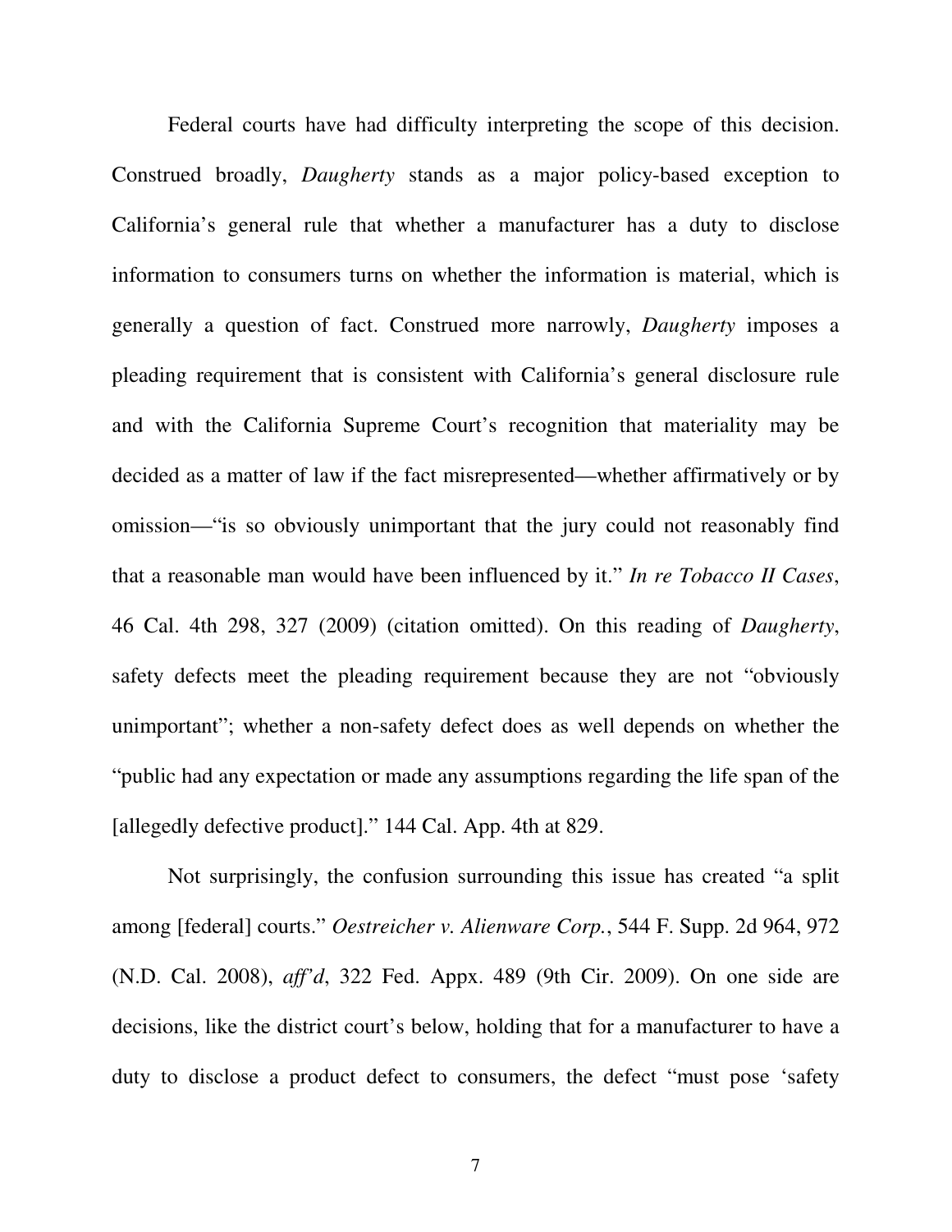Federal courts have had difficulty interpreting the scope of this decision. Construed broadly, *Daugherty* stands as a major policy-based exception to California's general rule that whether a manufacturer has a duty to disclose information to consumers turns on whether the information is material, which is generally a question of fact. Construed more narrowly, *Daugherty* imposes a pleading requirement that is consistent with California's general disclosure rule and with the California Supreme Court's recognition that materiality may be decided as a matter of law if the fact misrepresented—whether affirmatively or by omission—"is so obviously unimportant that the jury could not reasonably find that a reasonable man would have been influenced by it." *In re Tobacco II Cases*, 46 Cal. 4th 298, 327 (2009) (citation omitted). On this reading of *Daugherty*, safety defects meet the pleading requirement because they are not "obviously unimportant"; whether a non-safety defect does as well depends on whether the "public had any expectation or made any assumptions regarding the life span of the [allegedly defective product]." 144 Cal. App. 4th at 829.

Not surprisingly, the confusion surrounding this issue has created "a split among [federal] courts." *Oestreicher v. Alienware Corp.*, 544 F. Supp. 2d 964, 972 (N.D. Cal. 2008), *aff'd*, 322 Fed. Appx. 489 (9th Cir. 2009). On one side are decisions, like the district court's below, holding that for a manufacturer to have a duty to disclose a product defect to consumers, the defect "must pose 'safety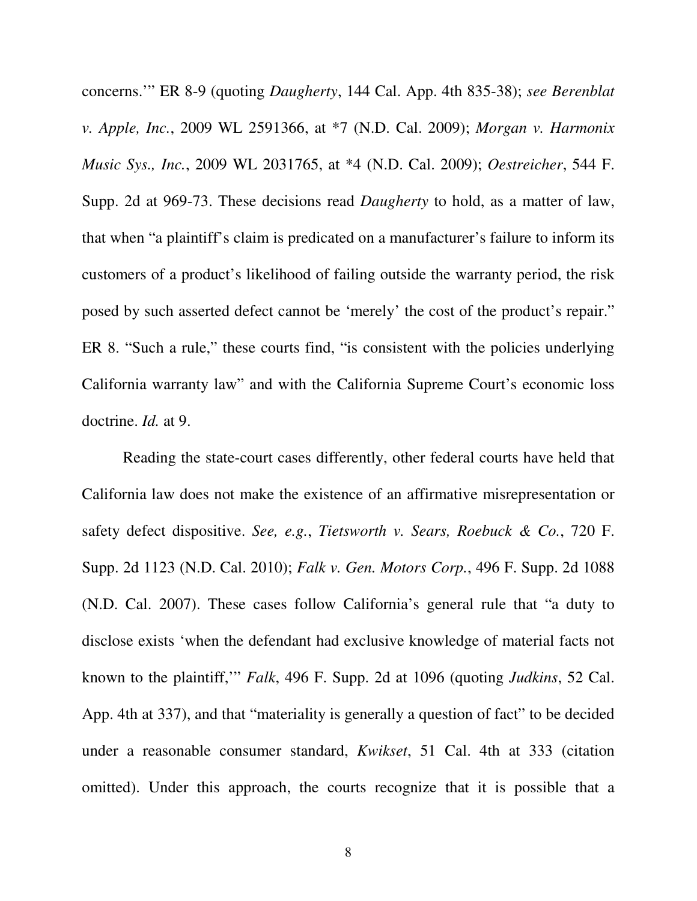concerns.'" ER 8-9 (quoting *Daugherty*, 144 Cal. App. 4th 835-38); *see Berenblat v. Apple, Inc.*, 2009 WL 2591366, at *7 (N.D. Cal. 2009); *Morgan v. Harmonix Music Sys., Inc.*, 2009 WL 2031765, at *4 (N.D. Cal. 2009); *Oestreicher*, 544 F. Supp. 2d at 969-73. These decisions read *Daugherty* to hold, as a matter of law, that when "a plaintiff's claim is predicated on a manufacturer's failure to inform its customers of a product's likelihood of failing outside the warranty period, the risk posed by such asserted defect cannot be 'merely' the cost of the product's repair." ER 8. "Such a rule," these courts find, "is consistent with the policies underlying California warranty law" and with the California Supreme Court's economic loss doctrine. *Id.* at 9.

Reading the state-court cases differently, other federal courts have held that California law does not make the existence of an affirmative misrepresentation or safety defect dispositive. *See, e.g.*, *Tietsworth v. Sears, Roebuck & Co.*, 720 F. Supp. 2d 1123 (N.D. Cal. 2010); *Falk v. Gen. Motors Corp.*, 496 F. Supp. 2d 1088 (N.D. Cal. 2007). These cases follow California's general rule that "a duty to disclose exists 'when the defendant had exclusive knowledge of material facts not known to the plaintiff,'" *Falk*, 496 F. Supp. 2d at 1096 (quoting *Judkins*, 52 Cal. App. 4th at 337), and that "materiality is generally a question of fact" to be decided under a reasonable consumer standard, *Kwikset*, 51 Cal. 4th at 333 (citation omitted). Under this approach, the courts recognize that it is possible that a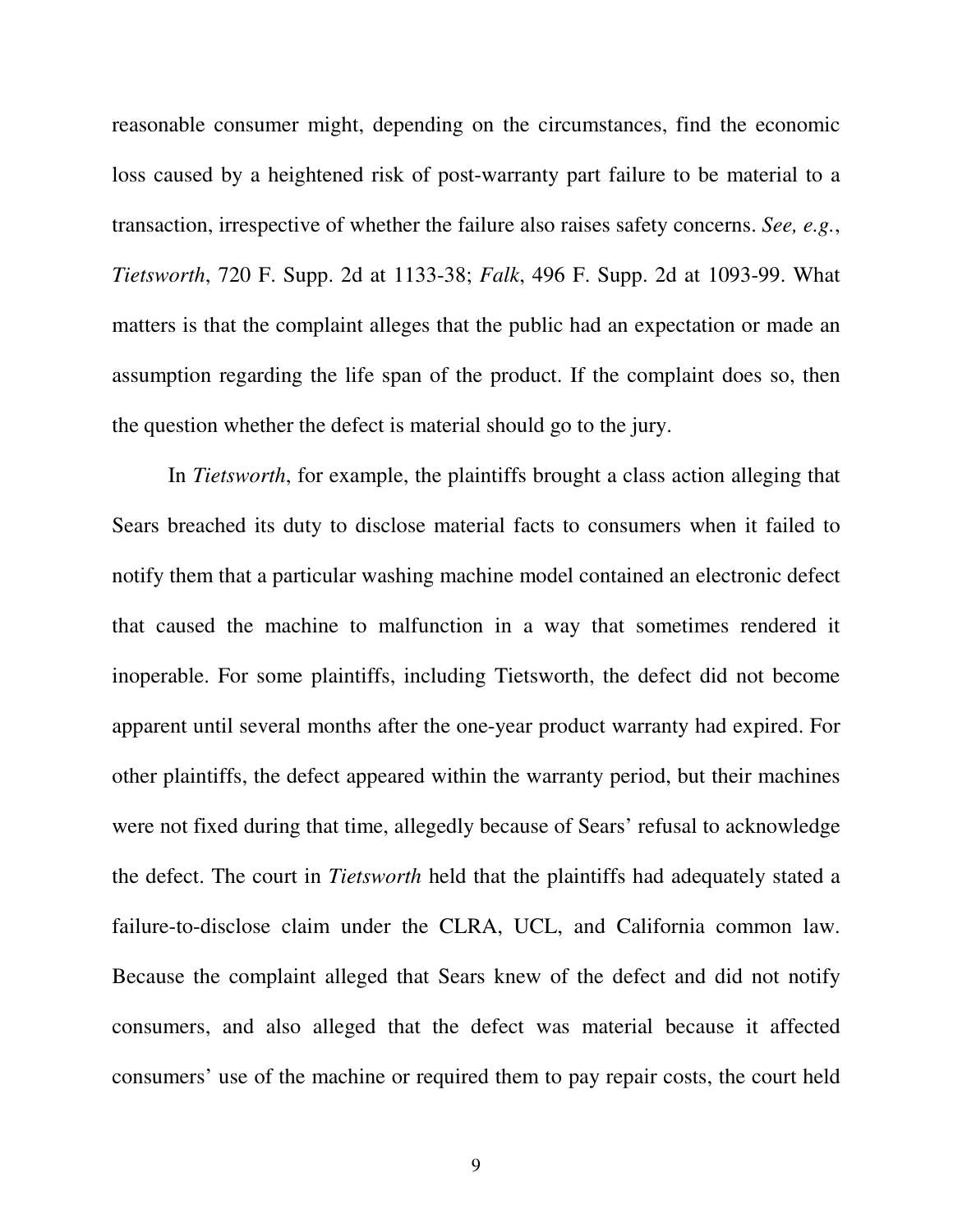reasonable consumer might, depending on the circumstances, find the economic loss caused by a heightened risk of post-warranty part failure to be material to a transaction, irrespective of whether the failure also raises safety concerns. *See, e.g.*, *Tietsworth*, 720 F. Supp. 2d at 1133-38; *Falk*, 496 F. Supp. 2d at 1093-99. What matters is that the complaint alleges that the public had an expectation or made an assumption regarding the life span of the product. If the complaint does so, then the question whether the defect is material should go to the jury.

In *Tietsworth*, for example, the plaintiffs brought a class action alleging that Sears breached its duty to disclose material facts to consumers when it failed to notify them that a particular washing machine model contained an electronic defect that caused the machine to malfunction in a way that sometimes rendered it inoperable. For some plaintiffs, including Tietsworth, the defect did not become apparent until several months after the one-year product warranty had expired. For other plaintiffs, the defect appeared within the warranty period, but their machines were not fixed during that time, allegedly because of Sears' refusal to acknowledge the defect. The court in *Tietsworth* held that the plaintiffs had adequately stated a failure-to-disclose claim under the CLRA, UCL, and California common law. Because the complaint alleged that Sears knew of the defect and did not notify consumers, and also alleged that the defect was material because it affected consumers' use of the machine or required them to pay repair costs, the court held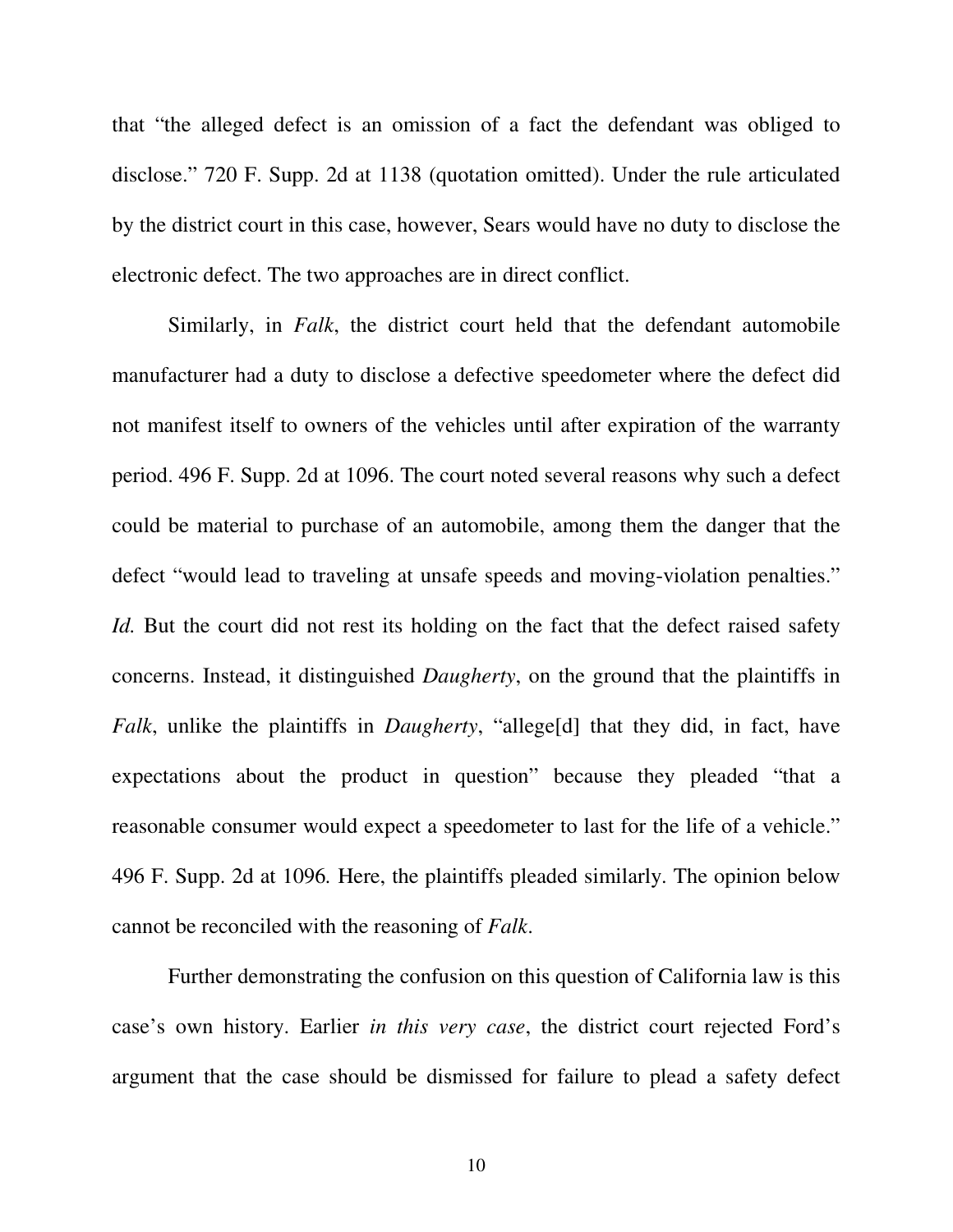that "the alleged defect is an omission of a fact the defendant was obliged to disclose." 720 F. Supp. 2d at 1138 (quotation omitted). Under the rule articulated by the district court in this case, however, Sears would have no duty to disclose the electronic defect. The two approaches are in direct conflict.

Similarly, in *Falk*, the district court held that the defendant automobile manufacturer had a duty to disclose a defective speedometer where the defect did not manifest itself to owners of the vehicles until after expiration of the warranty period. 496 F. Supp. 2d at 1096. The court noted several reasons why such a defect could be material to purchase of an automobile, among them the danger that the defect "would lead to traveling at unsafe speeds and moving-violation penalties." *Id.* But the court did not rest its holding on the fact that the defect raised safety concerns. Instead, it distinguished *Daugherty*, on the ground that the plaintiffs in *Falk*, unlike the plaintiffs in *Daugherty*, "allege[d] that they did, in fact, have expectations about the product in question" because they pleaded "that a reasonable consumer would expect a speedometer to last for the life of a vehicle." 496 F. Supp. 2d at 1096. Here, the plaintiffs pleaded similarly. The opinion below cannot be reconciled with the reasoning of *Falk*.

Further demonstrating the confusion on this question of California law is this case's own history. Earlier *in this very case*, the district court rejected Ford's argument that the case should be dismissed for failure to plead a safety defect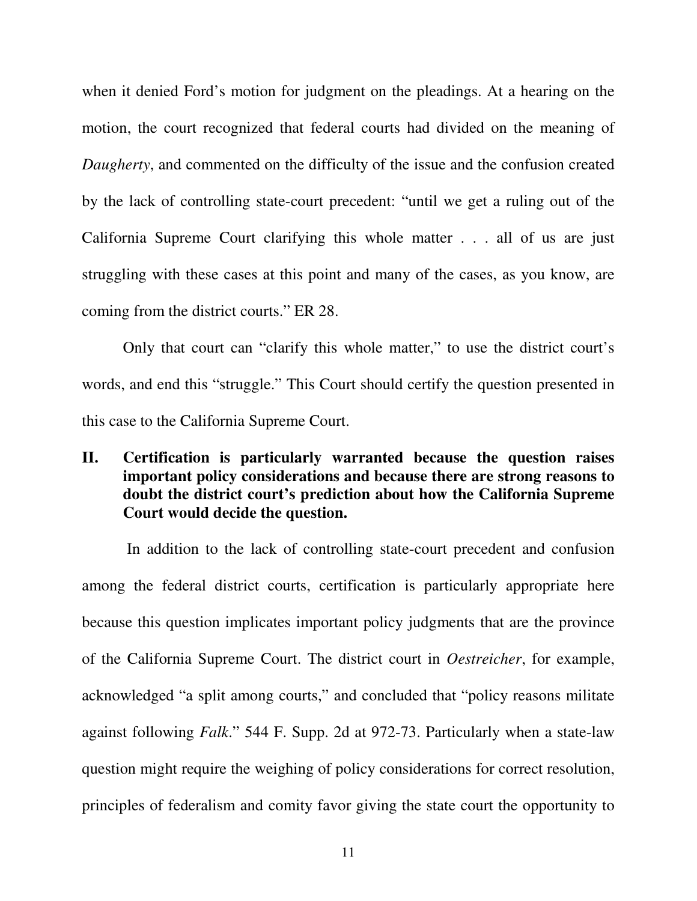when it denied Ford's motion for judgment on the pleadings. At a hearing on the motion, the court recognized that federal courts had divided on the meaning of *Daugherty*, and commented on the difficulty of the issue and the confusion created by the lack of controlling state-court precedent: "until we get a ruling out of the California Supreme Court clarifying this whole matter . . . all of us are just struggling with these cases at this point and many of the cases, as you know, are coming from the district courts." ER 28.

Only that court can "clarify this whole matter," to use the district court's words, and end this "struggle." This Court should certify the question presented in this case to the California Supreme Court.

## II. Certification is particularly warranted because the question raises important policy considerations and because there are strong reasons to doubt the district court's prediction about how the California Supreme Court would decide the question.

In addition to the lack of controlling state-court precedent and confusion among the federal district courts, certification is particularly appropriate here because this question implicates important policy judgments that are the province of the California Supreme Court. The district court in *Oestreicher*, for example, acknowledged "a split among courts," and concluded that "policy reasons militate against following *Falk*." 544 F. Supp. 2d at 972-73. Particularly when a state-law question might require the weighing of policy considerations for correct resolution, principles of federalism and comity favor giving the state court the opportunity to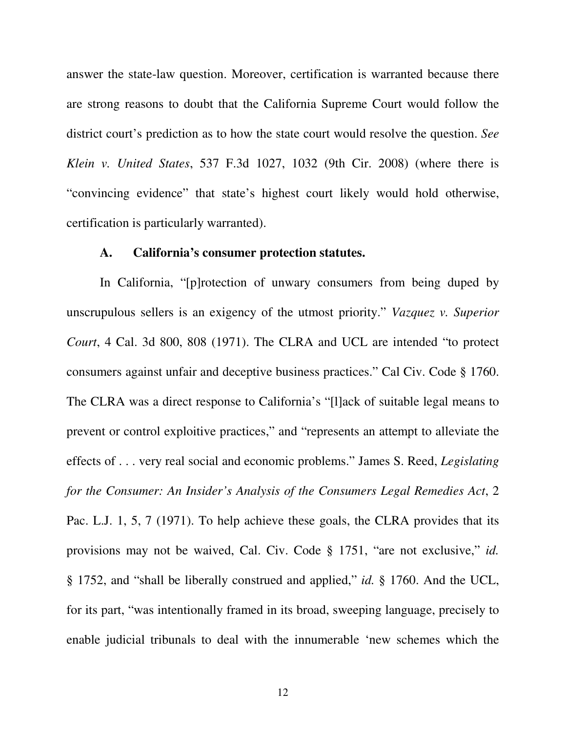answer the state-law question. Moreover, certification is warranted because there are strong reasons to doubt that the California Supreme Court would follow the district court's prediction as to how the state court would resolve the question. *See Klein v. United States*, 537 F.3d 1027, 1032 (9th Cir. 2008) (where there is "convincing evidence" that state's highest court likely would hold otherwise, certification is particularly warranted).

### A. California's consumer protection statutes.

In California, "[p]rotection of unwary consumers from being duped by unscrupulous sellers is an exigency of the utmost priority." *Vazquez v. Superior Court*, 4 Cal. 3d 800, 808 (1971). The CLRA and UCL are intended "to protect consumers against unfair and deceptive business practices." Cal Civ. Code § 1760. The CLRA was a direct response to California's "[l]ack of suitable legal means to prevent or control exploitive practices," and "represents an attempt to alleviate the effects of . . . very real social and economic problems." James S. Reed, *Legislating for the Consumer: An Insider's Analysis of the Consumers Legal Remedies Act*, 2 Pac. L.J. 1, 5, 7 (1971). To help achieve these goals, the CLRA provides that its provisions may not be waived, Cal. Civ. Code § 1751, "are not exclusive," *id.* § 1752, and "shall be liberally construed and applied," *id.* § 1760. And the UCL, for its part, "was intentionally framed in its broad, sweeping language, precisely to enable judicial tribunals to deal with the innumerable 'new schemes which the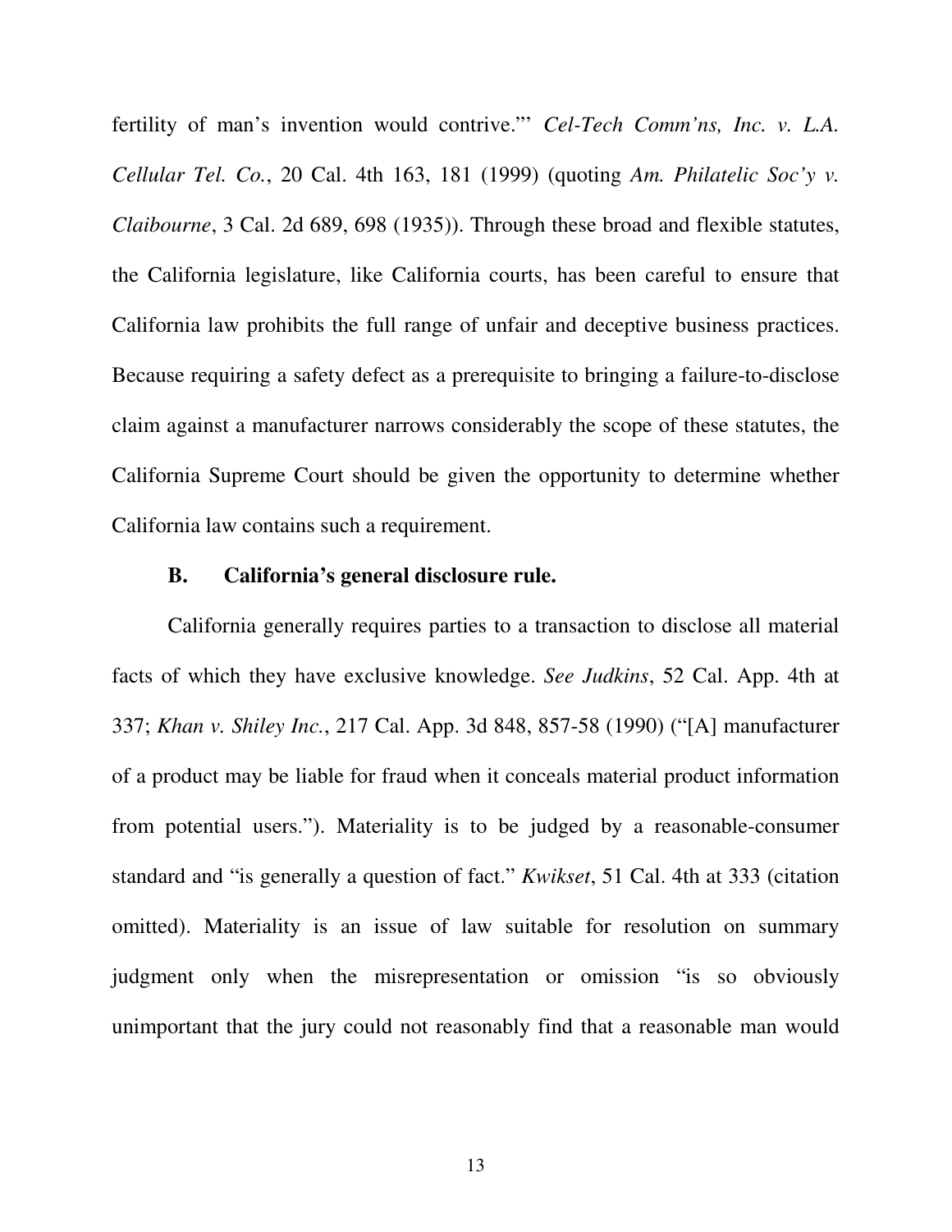fertility of man's invention would contrive.'" *Cel-Tech Comm'ns, Inc. v. L.A. Cellular Tel. Co.*, 20 Cal. 4th 163, 181 (1999) (quoting *Am. Philatelic Soc'y v. Claibourne*, 3 Cal. 2d 689, 698 (1935)). Through these broad and flexible statutes, the California legislature, like California courts, has been careful to ensure that California law prohibits the full range of unfair and deceptive business practices. Because requiring a safety defect as a prerequisite to bringing a failure-to-disclose claim against a manufacturer narrows considerably the scope of these statutes, the California Supreme Court should be given the opportunity to determine whether California law contains such a requirement.

### B. California's general disclosure rule.

California generally requires parties to a transaction to disclose all material facts of which they have exclusive knowledge. *See Judkins*, 52 Cal. App. 4th at 337; *Khan v. Shiley Inc.*, 217 Cal. App. 3d 848, 857-58 (1990) ("[A] manufacturer of a product may be liable for fraud when it conceals material product information from potential users."). Materiality is to be judged by a reasonable-consumer standard and "is generally a question of fact." *Kwikset*, 51 Cal. 4th at 333 (citation omitted). Materiality is an issue of law suitable for resolution on summary judgment only when the misrepresentation or omission "is so obviously unimportant that the jury could not reasonably find that a reasonable man would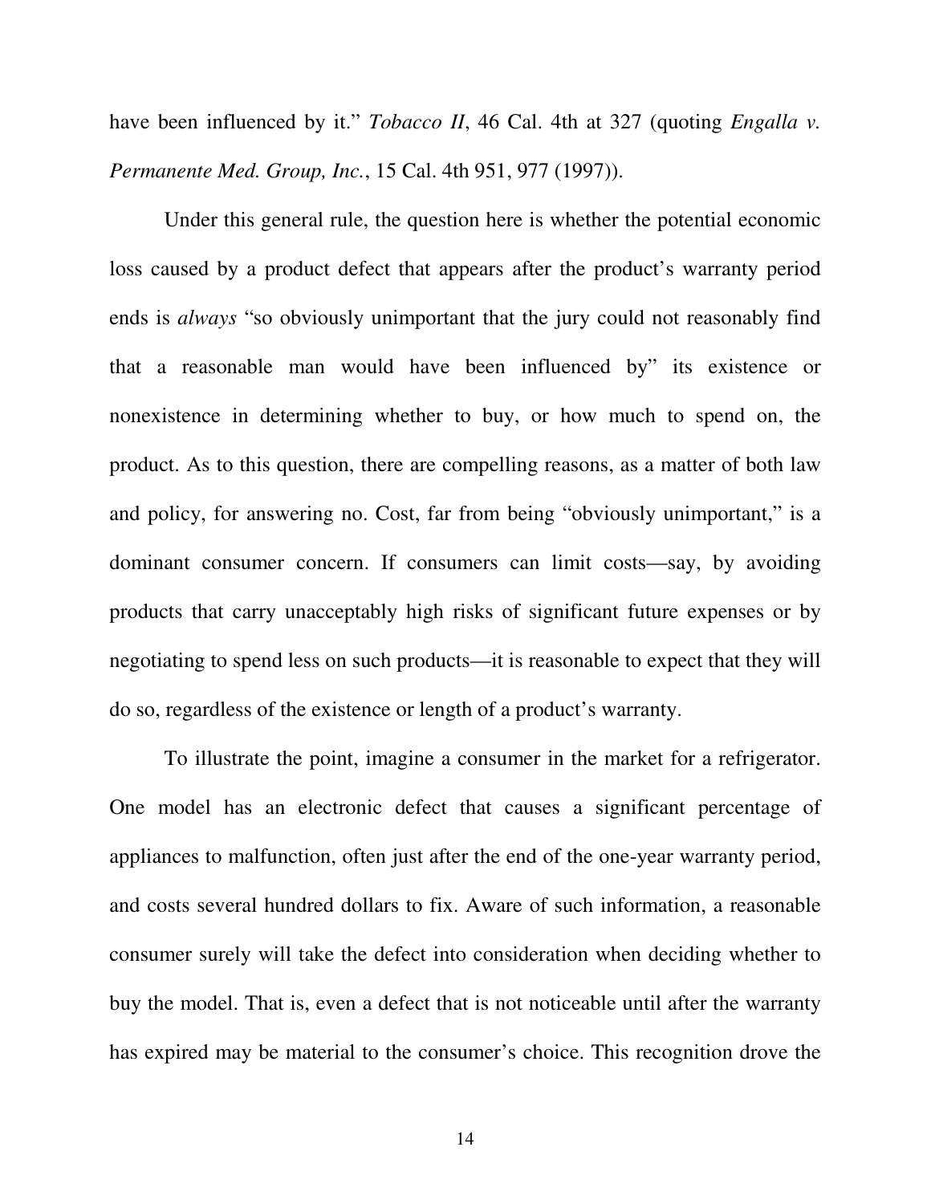have been influenced by it." *Tobacco II*, 46 Cal. 4th at 327 (quoting *Engalla v. Permanente Med. Group, Inc.*, 15 Cal. 4th 951, 977 (1997)).

Under this general rule, the question here is whether the potential economic loss caused by a product defect that appears after the product's warranty period ends is *always* "so obviously unimportant that the jury could not reasonably find that a reasonable man would have been influenced by" its existence or nonexistence in determining whether to buy, or how much to spend on, the product. As to this question, there are compelling reasons, as a matter of both law and policy, for answering no. Cost, far from being "obviously unimportant," is a dominant consumer concern. If consumers can limit costs—say, by avoiding products that carry unacceptably high risks of significant future expenses or by negotiating to spend less on such products—it is reasonable to expect that they will do so, regardless of the existence or length of a product's warranty.

To illustrate the point, imagine a consumer in the market for a refrigerator. One model has an electronic defect that causes a significant percentage of appliances to malfunction, often just after the end of the one-year warranty period, and costs several hundred dollars to fix. Aware of such information, a reasonable consumer surely will take the defect into consideration when deciding whether to buy the model. That is, even a defect that is not noticeable until after the warranty has expired may be material to the consumer's choice. This recognition drove the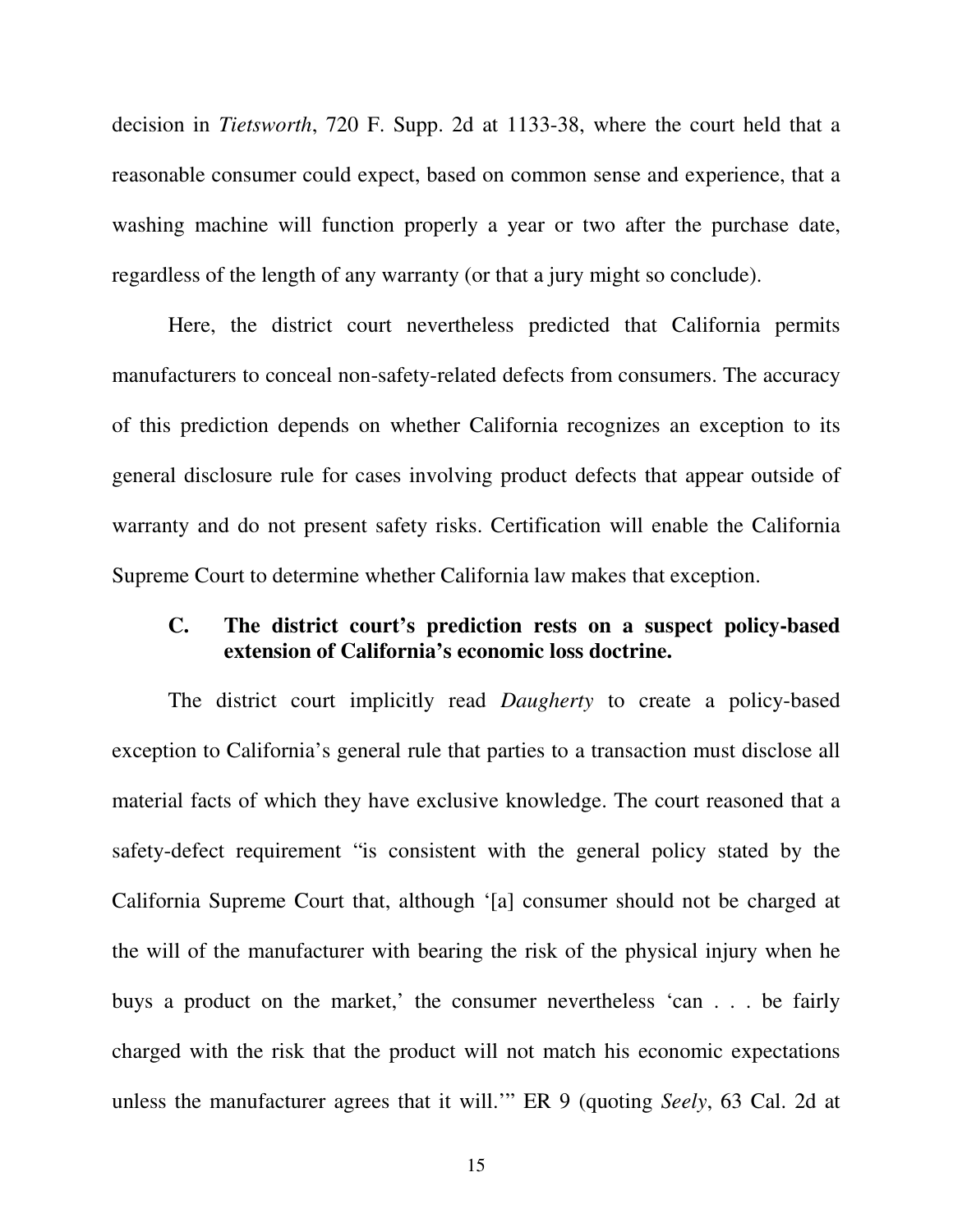decision in *Tietsworth*, 720 F. Supp. 2d at 1133-38, where the court held that a reasonable consumer could expect, based on common sense and experience, that a washing machine will function properly a year or two after the purchase date, regardless of the length of any warranty (or that a jury might so conclude).

Here, the district court nevertheless predicted that California permits manufacturers to conceal non-safety-related defects from consumers. The accuracy of this prediction depends on whether California recognizes an exception to its general disclosure rule for cases involving product defects that appear outside of warranty and do not present safety risks. Certification will enable the California Supreme Court to determine whether California law makes that exception.

### C. The district court's prediction rests on a suspect policy-based extension of California's economic loss doctrine.

The district court implicitly read *Daugherty* to create a policy-based exception to California's general rule that parties to a transaction must disclose all material facts of which they have exclusive knowledge. The court reasoned that a safety-defect requirement "is consistent with the general policy stated by the California Supreme Court that, although '[a] consumer should not be charged at the will of the manufacturer with bearing the risk of the physical injury when he buys a product on the market,' the consumer nevertheless 'can . . . be fairly charged with the risk that the product will not match his economic expectations unless the manufacturer agrees that it will.'" ER 9 (quoting *Seely*, 63 Cal. 2d at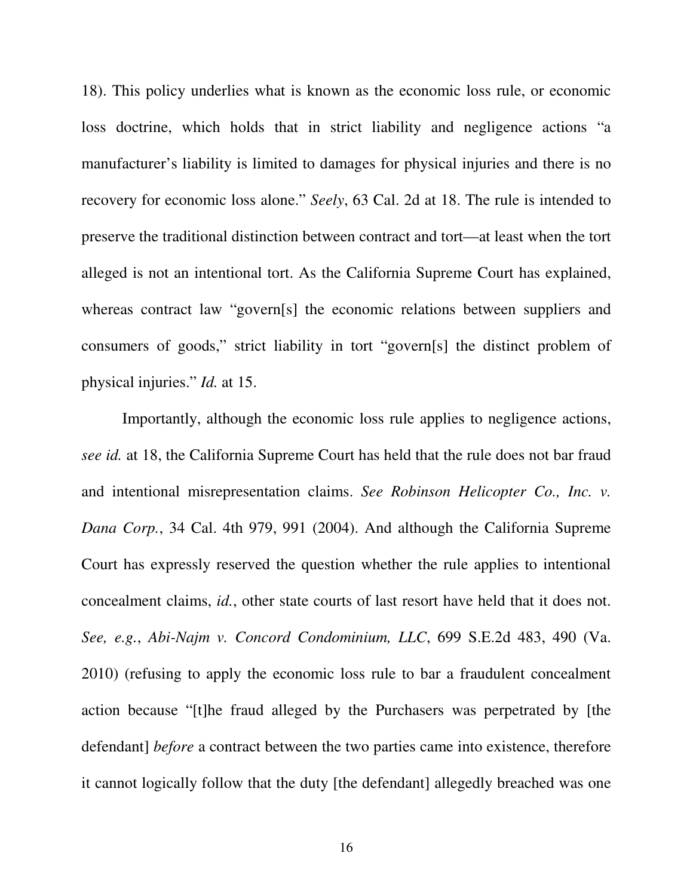18). This policy underlies what is known as the economic loss rule, or economic loss doctrine, which holds that in strict liability and negligence actions "a manufacturer's liability is limited to damages for physical injuries and there is no recovery for economic loss alone." *Seely*, 63 Cal. 2d at 18. The rule is intended to preserve the traditional distinction between contract and tort—at least when the tort alleged is not an intentional tort. As the California Supreme Court has explained, whereas contract law "govern[s] the economic relations between suppliers and consumers of goods," strict liability in tort "govern[s] the distinct problem of physical injuries." *Id.* at 15.

Importantly, although the economic loss rule applies to negligence actions, *see id.* at 18, the California Supreme Court has held that the rule does not bar fraud and intentional misrepresentation claims. *See Robinson Helicopter Co., Inc. v. Dana Corp.*, 34 Cal. 4th 979, 991 (2004). And although the California Supreme Court has expressly reserved the question whether the rule applies to intentional concealment claims, *id.*, other state courts of last resort have held that it does not. *See, e.g.*, *Abi-Najm v. Concord Condominium, LLC*, 699 S.E.2d 483, 490 (Va. 2010) (refusing to apply the economic loss rule to bar a fraudulent concealment action because "[t]he fraud alleged by the Purchasers was perpetrated by [the defendant] *before* a contract between the two parties came into existence, therefore it cannot logically follow that the duty [the defendant] allegedly breached was one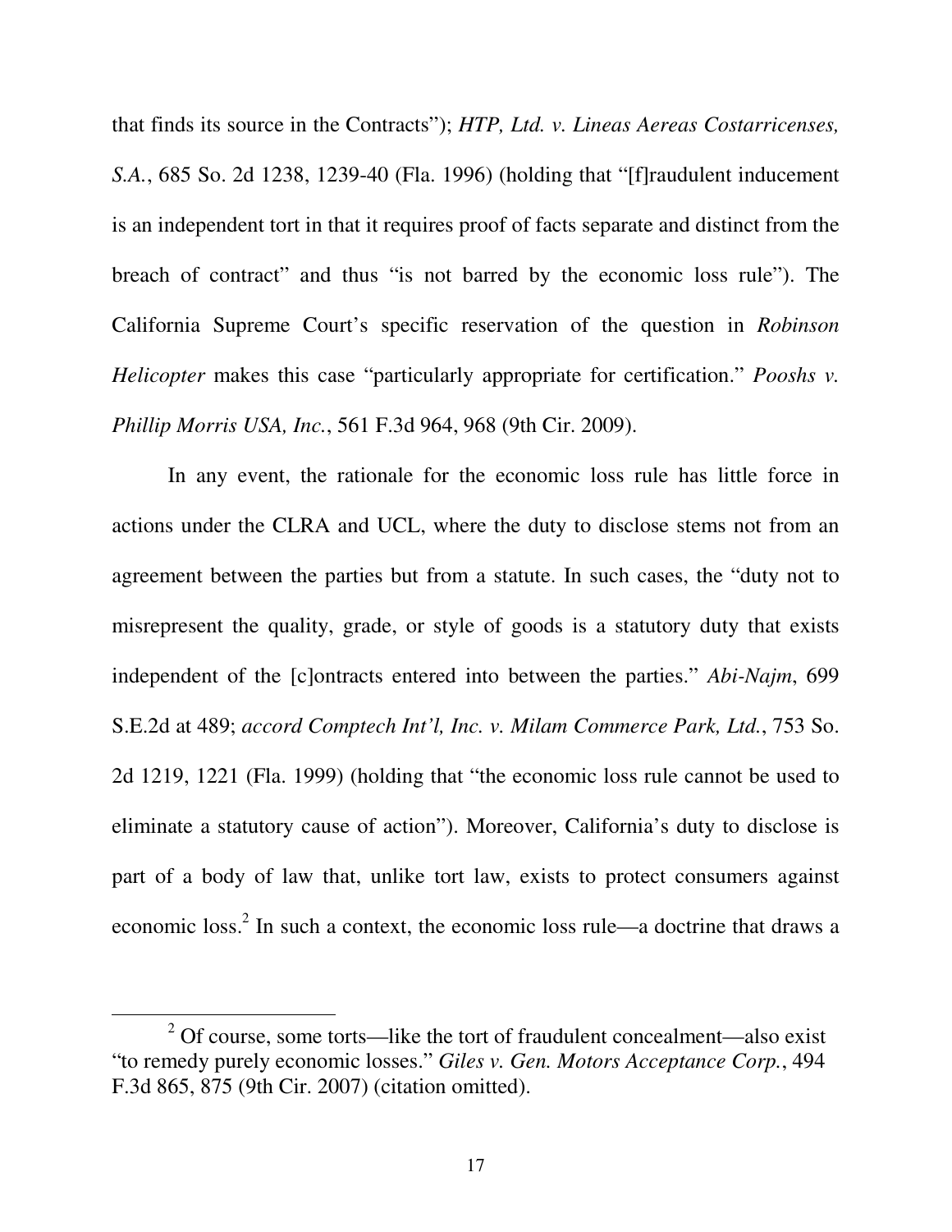that finds its source in the Contracts"); *HTP, Ltd. v. Lineas Aereas Costarricenses, S.A.*, 685 So. 2d 1238, 1239-40 (Fla. 1996) (holding that "[f]raudulent inducement is an independent tort in that it requires proof of facts separate and distinct from the breach of contract" and thus "is not barred by the economic loss rule"). The California Supreme Court's specific reservation of the question in *Robinson Helicopter* makes this case "particularly appropriate for certification." *Pooshs v. Phillip Morris USA, Inc.*, 561 F.3d 964, 968 (9th Cir. 2009).

In any event, the rationale for the economic loss rule has little force in actions under the CLRA and UCL, where the duty to disclose stems not from an agreement between the parties but from a statute. In such cases, the "duty not to misrepresent the quality, grade, or style of goods is a statutory duty that exists independent of the [c]ontracts entered into between the parties." *Abi-Najm*, 699 S.E.2d at 489; *accord Comptech Int'l, Inc. v. Milam Commerce Park, Ltd.*, 753 So. 2d 1219, 1221 (Fla. 1999) (holding that "the economic loss rule cannot be used to eliminate a statutory cause of action"). Moreover, California's duty to disclose is part of a body of law that, unlike tort law, exists to protect consumers against economic loss.[2] In such a context, the economic loss rule—a doctrine that draws a

[2] Of course, some torts—like the tort of fraudulent concealment—also exist "to remedy purely economic losses." *Giles v. Gen. Motors Acceptance Corp.*, 494 F.3d 865, 875 (9th Cir. 2007) (citation omitted).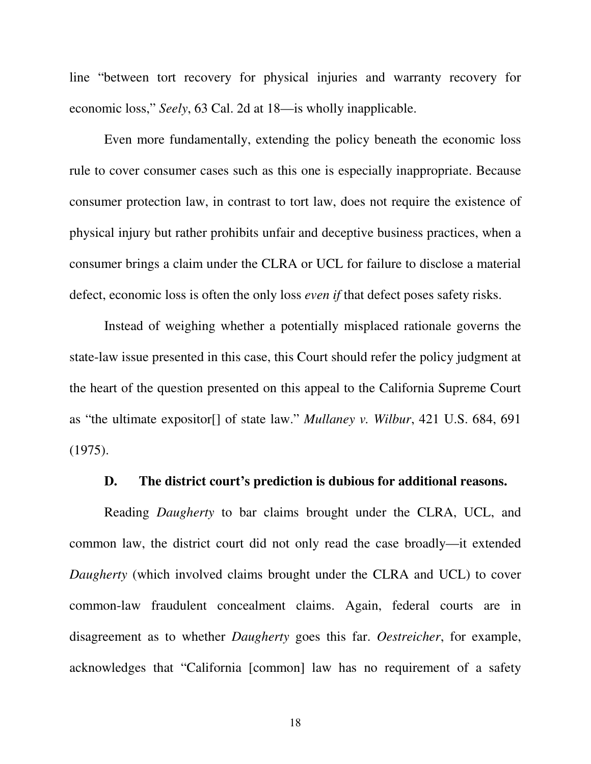line "between tort recovery for physical injuries and warranty recovery for economic loss," *Seely*, 63 Cal. 2d at 18—is wholly inapplicable.

Even more fundamentally, extending the policy beneath the economic loss rule to cover consumer cases such as this one is especially inappropriate. Because consumer protection law, in contrast to tort law, does not require the existence of physical injury but rather prohibits unfair and deceptive business practices, when a consumer brings a claim under the CLRA or UCL for failure to disclose a material defect, economic loss is often the only loss *even if* that defect poses safety risks.

Instead of weighing whether a potentially misplaced rationale governs the state-law issue presented in this case, this Court should refer the policy judgment at the heart of the question presented on this appeal to the California Supreme Court as "the ultimate expositor[] of state law." *Mullaney v. Wilbur*, 421 U.S. 684, 691 (1975).

### D. The district court's prediction is dubious for additional reasons.

Reading *Daugherty* to bar claims brought under the CLRA, UCL, and common law, the district court did not only read the case broadly—it extended *Daugherty* (which involved claims brought under the CLRA and UCL) to cover common-law fraudulent concealment claims. Again, federal courts are in disagreement as to whether *Daugherty* goes this far. *Oestreicher*, for example, acknowledges that "California [common] law has no requirement of a safety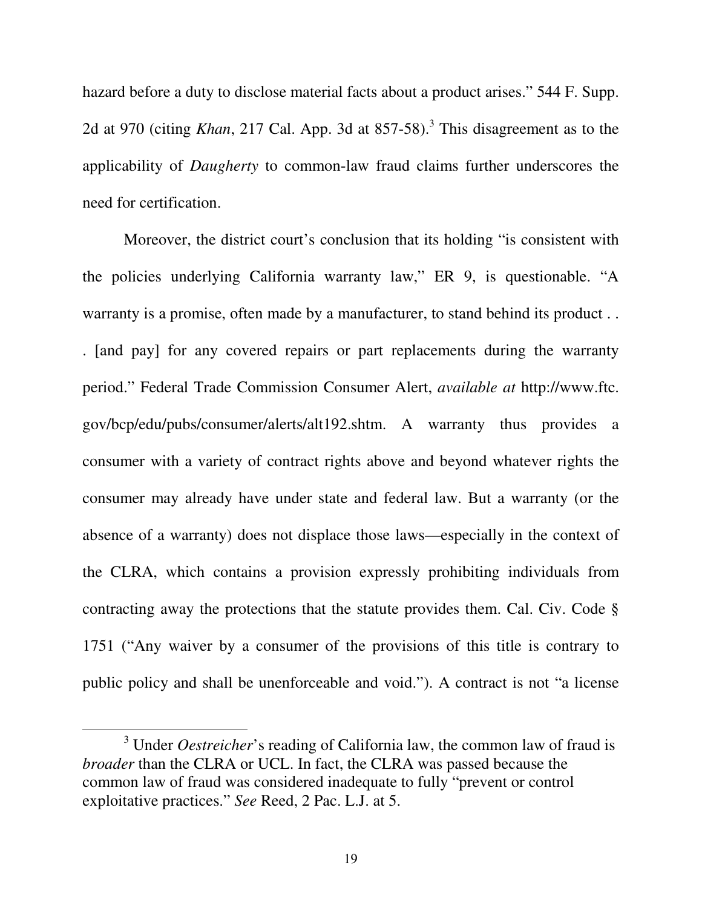hazard before a duty to disclose material facts about a product arises." 544 F. Supp. 2d at 970 (citing *Khan*, 217 Cal. App. 3d at 857-58).[3] This disagreement as to the applicability of *Daugherty* to common-law fraud claims further underscores the need for certification.

Moreover, the district court's conclusion that its holding "is consistent with the policies underlying California warranty law," ER 9, is questionable. "A warranty is a promise, often made by a manufacturer, to stand behind its product . . . [and pay] for any covered repairs or part replacements during the warranty period." Federal Trade Commission Consumer Alert, *available at* http://www.ftc.gov/bcp/edu/pubs/consumer/alerts/alt192.shtm. A warranty thus provides a consumer with a variety of contract rights above and beyond whatever rights the consumer may already have under state and federal law. But a warranty (or the absence of a warranty) does not displace those laws—especially in the context of the CLRA, which contains a provision expressly prohibiting individuals from contracting away the protections that the statute provides them. Cal. Civ. Code § 1751 ("Any waiver by a consumer of the provisions of this title is contrary to public policy and shall be unenforceable and void."). A contract is not "a license

[3] Under *Oestreicher*'s reading of California law, the common law of fraud is *broader* than the CLRA or UCL. In fact, the CLRA was passed because the common law of fraud was considered inadequate to fully "prevent or control exploitative practices." *See* Reed, 2 Pac. L.J. at 5.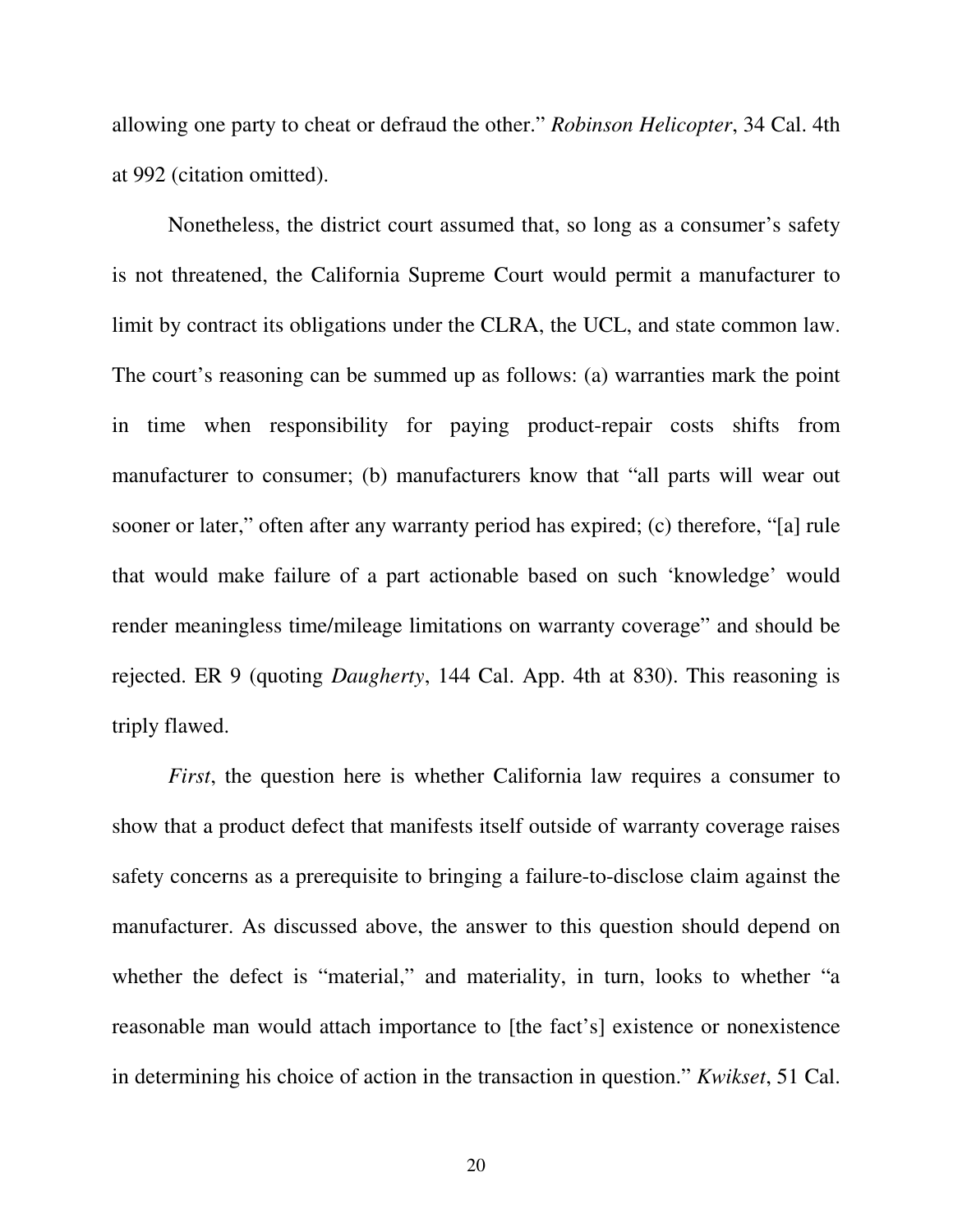allowing one party to cheat or defraud the other." *Robinson Helicopter*, 34 Cal. 4th at 992 (citation omitted).

Nonetheless, the district court assumed that, so long as a consumer's safety is not threatened, the California Supreme Court would permit a manufacturer to limit by contract its obligations under the CLRA, the UCL, and state common law. The court's reasoning can be summed up as follows: (a) warranties mark the point in time when responsibility for paying product-repair costs shifts from manufacturer to consumer; (b) manufacturers know that "all parts will wear out sooner or later," often after any warranty period has expired; (c) therefore, "[a] rule that would make failure of a part actionable based on such 'knowledge' would render meaningless time/mileage limitations on warranty coverage" and should be rejected. ER 9 (quoting *Daugherty*, 144 Cal. App. 4th at 830). This reasoning is triply flawed.

*First*, the question here is whether California law requires a consumer to show that a product defect that manifests itself outside of warranty coverage raises safety concerns as a prerequisite to bringing a failure-to-disclose claim against the manufacturer. As discussed above, the answer to this question should depend on whether the defect is "material," and materiality, in turn, looks to whether "a reasonable man would attach importance to [the fact's] existence or nonexistence in determining his choice of action in the transaction in question." *Kwikset*, 51 Cal.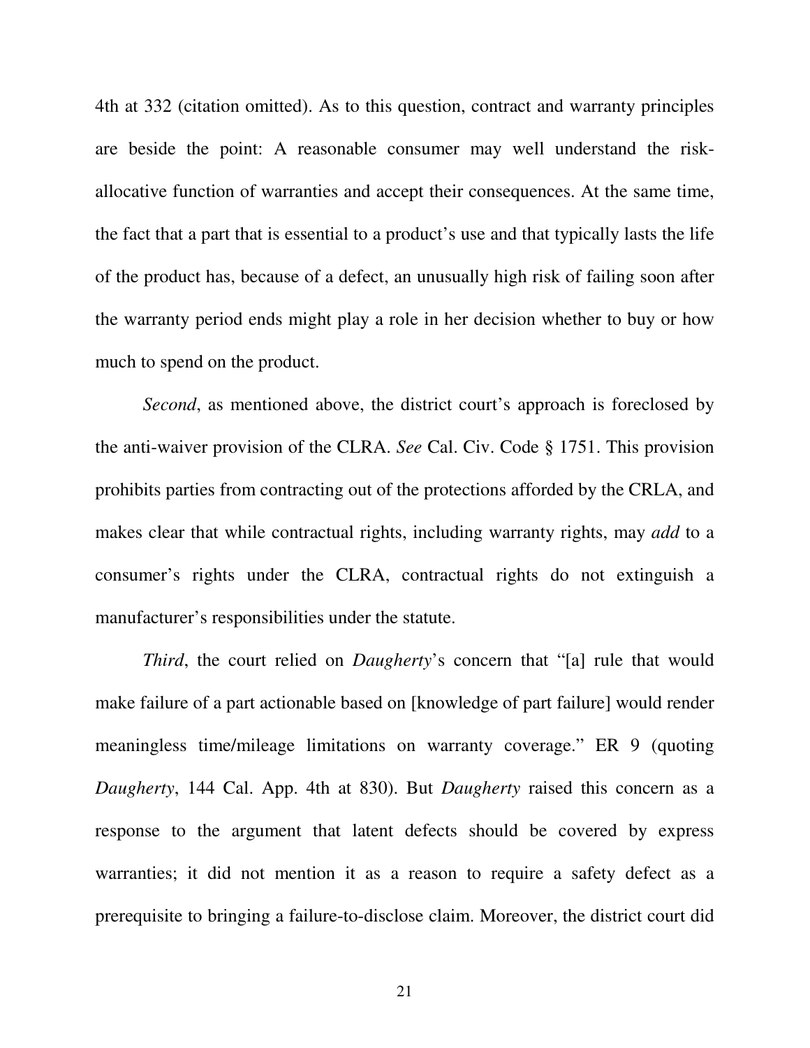4th at 332 (citation omitted). As to this question, contract and warranty principles are beside the point: A reasonable consumer may well understand the risk-allocative function of warranties and accept their consequences. At the same time, the fact that a part that is essential to a product's use and that typically lasts the life of the product has, because of a defect, an unusually high risk of failing soon after the warranty period ends might play a role in her decision whether to buy or how much to spend on the product.

*Second*, as mentioned above, the district court's approach is foreclosed by the anti-waiver provision of the CLRA. *See* Cal. Civ. Code § 1751. This provision prohibits parties from contracting out of the protections afforded by the CRLA, and makes clear that while contractual rights, including warranty rights, may *add* to a consumer's rights under the CLRA, contractual rights do not extinguish a manufacturer's responsibilities under the statute.

*Third*, the court relied on *Daugherty*'s concern that "[a] rule that would make failure of a part actionable based on [knowledge of part failure] would render meaningless time/mileage limitations on warranty coverage." ER 9 (quoting *Daugherty*, 144 Cal. App. 4th at 830). But *Daugherty* raised this concern as a response to the argument that latent defects should be covered by express warranties; it did not mention it as a reason to require a safety defect as a prerequisite to bringing a failure-to-disclose claim. Moreover, the district court did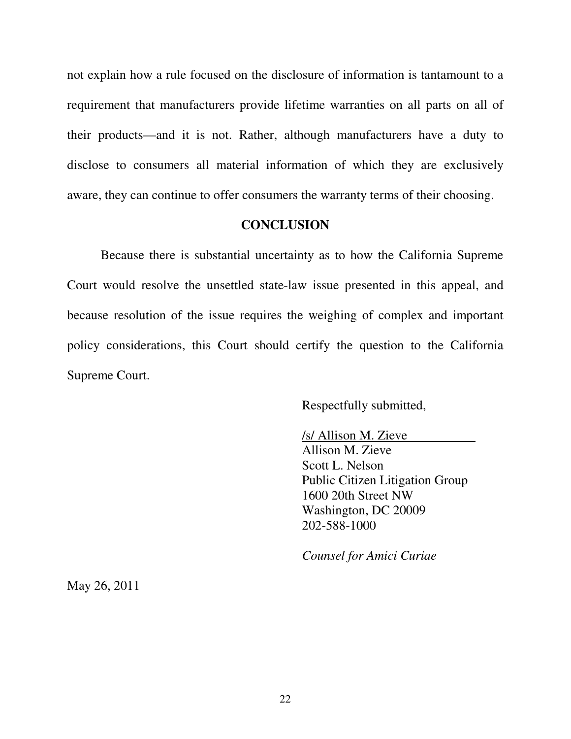not explain how a rule focused on the disclosure of information is tantamount to a requirement that manufacturers provide lifetime warranties on all parts on all of their products—and it is not. Rather, although manufacturers have a duty to disclose to consumers all material information of which they are exclusively aware, they can continue to offer consumers the warranty terms of their choosing.

## CONCLUSION

Because there is substantial uncertainty as to how the California Supreme Court would resolve the unsettled state-law issue presented in this appeal, and because resolution of the issue requires the weighing of complex and important policy considerations, this Court should certify the question to the California Supreme Court.

Respectfully submitted,

/s/ Allison M. Zieve
Allison M. Zieve
Scott L. Nelson
Public Citizen Litigation Group
1600 20th Street NW
Washington, DC 20009
202-588-1000

*Counsel for Amici Curiae*

May 26, 2011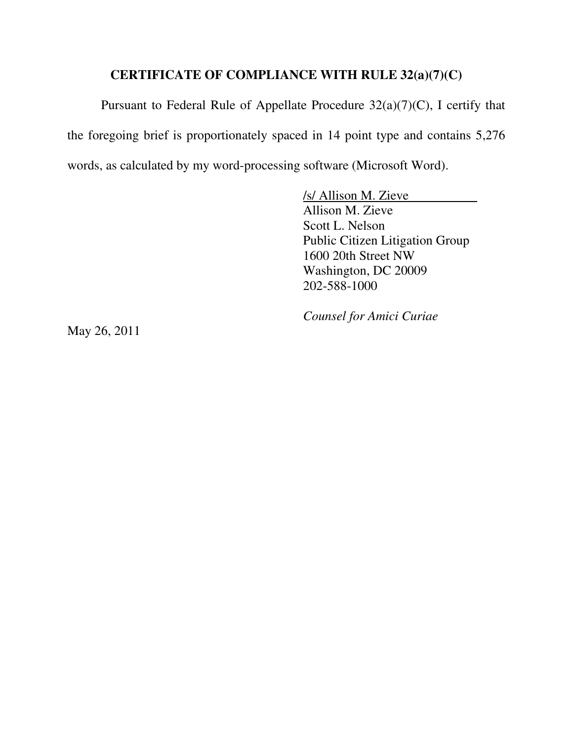## CERTIFICATE OF COMPLIANCE WITH RULE 32(a)(7)(C)

Pursuant to Federal Rule of Appellate Procedure 32(a)(7)(C), I certify that the foregoing brief is proportionately spaced in 14 point type and contains 5,276 words, as calculated by my word-processing software (Microsoft Word).

/s/ Allison M. Zieve
Allison M. Zieve
Scott L. Nelson
Public Citizen Litigation Group
1600 20th Street NW
Washington, DC 20009
202-588-1000

*Counsel for Amici Curiae*

May 26, 2011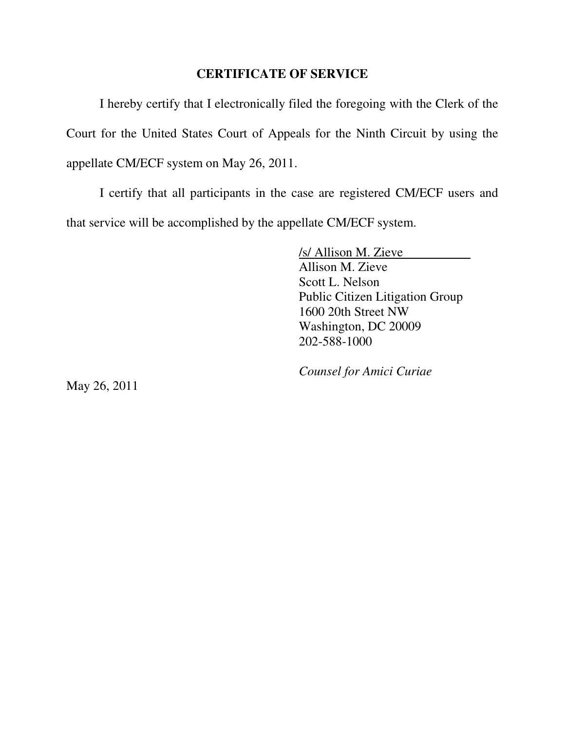## CERTIFICATE OF SERVICE

I hereby certify that I electronically filed the foregoing with the Clerk of the Court for the United States Court of Appeals for the Ninth Circuit by using the appellate CM/ECF system on May 26, 2011.

I certify that all participants in the case are registered CM/ECF users and that service will be accomplished by the appellate CM/ECF system.

/s/ Allison M. Zieve
Allison M. Zieve
Scott L. Nelson
Public Citizen Litigation Group
1600 20th Street NW
Washington, DC 20009
202-588-1000

*Counsel for Amici Curiae*

May 26, 2011